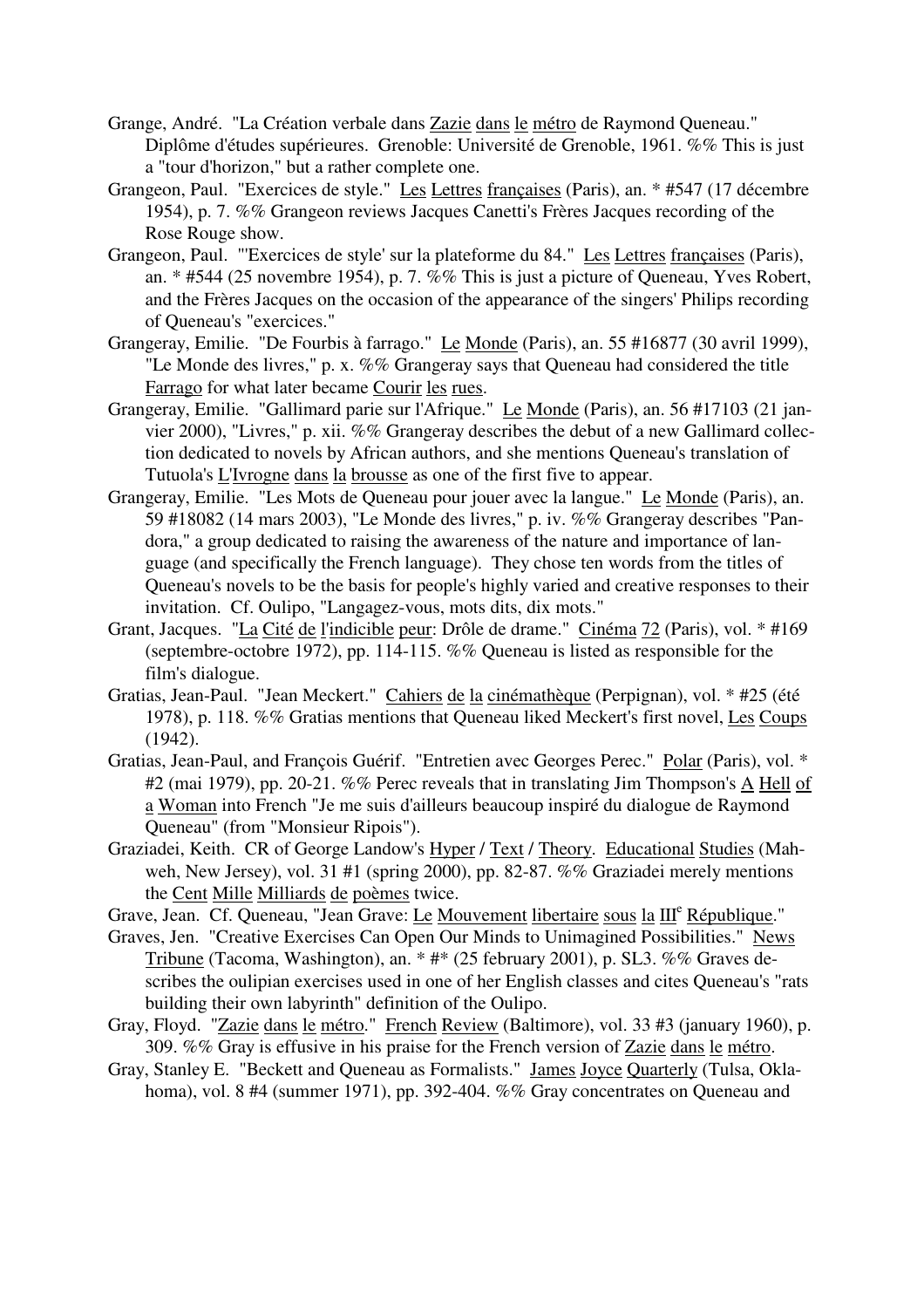Grange, André. "La Création verbale dans Zazie dans le métro de Raymond Queneau." Diplôme d'études supérieures. Grenoble: Université de Grenoble, 1961. %% This is just a "tour d'horizon," but a rather complete one.

Grangeon, Paul. "Exercices de style." Les Lettres françaises (Paris), an. * #547 (17 décembre 1954), p. 7. %% Grangeon reviews Jacques Canetti's Frères Jacques recording of the Rose Rouge show.

Grangeon, Paul. "'Exercices de style' sur la plateforme du 84." Les Lettres françaises (Paris), an. * #544 (25 novembre 1954), p. 7. %% This is just a picture of Queneau, Yves Robert, and the Frères Jacques on the occasion of the appearance of the singers' Philips recording of Queneau's "exercices."

Grangeray, Emilie. "De Fourbis à farrago." Le Monde (Paris), an. 55 #16877 (30 avril 1999), "Le Monde des livres," p. x. %% Grangeray says that Queneau had considered the title Farrago for what later became Courir les rues.

Grangeray, Emilie. "Gallimard parie sur l'Afrique." Le Monde (Paris), an. 56 #17103 (21 janvier 2000), "Livres," p. xii. %% Grangeray describes the debut of a new Gallimard collection dedicated to novels by African authors, and she mentions Queneau's translation of Tutuola's L'Ivrogne dans la brousse as one of the first five to appear.

Grangeray, Emilie. "Les Mots de Queneau pour jouer avec la langue." Le Monde (Paris), an. 59 #18082 (14 mars 2003), "Le Monde des livres," p. iv. %% Grangeray describes "Pandora," a group dedicated to raising the awareness of the nature and importance of language (and specifically the French language). They chose ten words from the titles of Queneau's novels to be the basis for people's highly varied and creative responses to their invitation. Cf. Oulipo, "Langagez-vous, mots dits, dix mots."

Grant, Jacques. "La Cité de l'indicible peur: Drôle de drame." Cinéma 72 (Paris), vol. * #169 (septembre-octobre 1972), pp. 114-115. %% Queneau is listed as responsible for the film's dialogue.

Gratias, Jean-Paul. "Jean Meckert." Cahiers de la cinémathèque (Perpignan), vol. * #25 (été 1978), p. 118. %% Gratias mentions that Queneau liked Meckert's first novel, Les Coups (1942).

Gratias, Jean-Paul, and François Guérif. "Entretien avec Georges Perec." Polar (Paris), vol. * #2 (mai 1979), pp. 20-21. %% Perec reveals that in translating Jim Thompson's A Hell of a Woman into French "Je me suis d'ailleurs beaucoup inspiré du dialogue de Raymond Queneau" (from "Monsieur Ripois").

Graziadei, Keith. CR of George Landow's Hyper / Text / Theory. Educational Studies (Mahweh, New Jersey), vol. 31 #1 (spring 2000), pp. 82-87. %% Graziadei merely mentions the Cent Mille Milliards de poèmes twice.

Grave, Jean. Cf. Queneau, "Jean Grave: Le Mouvement libertaire sous la III^e République."

Graves, Jen. "Creative Exercises Can Open Our Minds to Unimagined Possibilities." News Tribune (Tacoma, Washington), an. * #* (25 february 2001), p. SL3. %% Graves describes the oulipian exercises used in one of her English classes and cites Queneau's "rats building their own labyrinth" definition of the Oulipo.

Gray, Floyd. "Zazie dans le métro." French Review (Baltimore), vol. 33 #3 (january 1960), p. 309. %% Gray is effusive in his praise for the French version of Zazie dans le métro.

Gray, Stanley E. "Beckett and Queneau as Formalists." James Joyce Quarterly (Tulsa, Oklahoma), vol. 8 #4 (summer 1971), pp. 392-404. %% Gray concentrates on Queneau and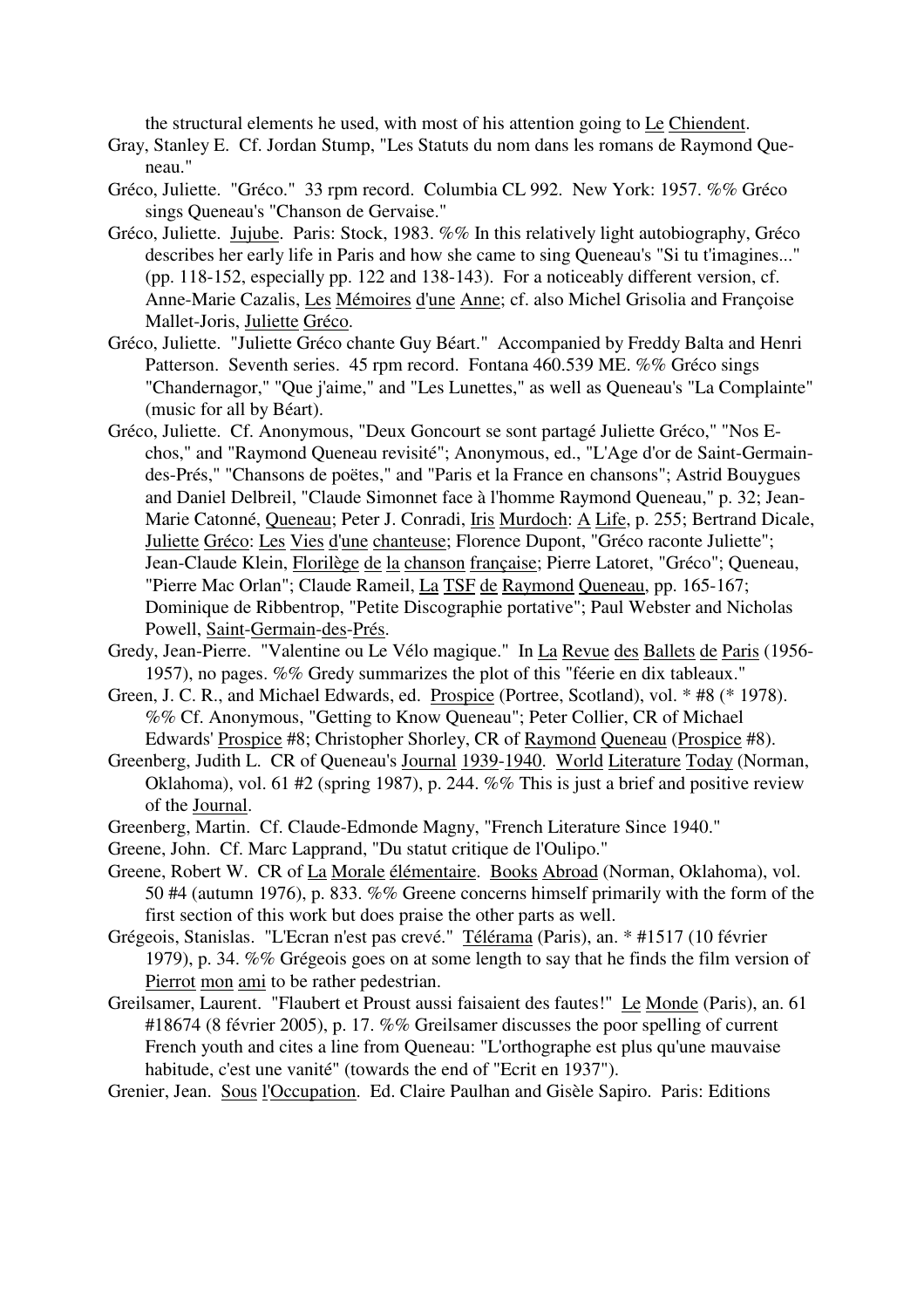the structural elements he used, with most of his attention going to Le Chiendent.

Gray, Stanley E. Cf. Jordan Stump, "Les Statuts du nom dans les romans de Raymond Queneau."

Gréco, Juliette. "Gréco." 33 rpm record. Columbia CL 992. New York: 1957. %% Gréco sings Queneau's "Chanson de Gervaise."

Gréco, Juliette. Jujube. Paris: Stock, 1983. %% In this relatively light autobiography, Gréco describes her early life in Paris and how she came to sing Queneau's "Si tu t'imagines..." (pp. 118-152, especially pp. 122 and 138-143). For a noticeably different version, cf. Anne-Marie Cazalis, Les Mémoires d'une Anne; cf. also Michel Grisolia and Françoise Mallet-Joris, Juliette Gréco.

Gréco, Juliette. "Juliette Gréco chante Guy Béart." Accompanied by Freddy Balta and Henri Patterson. Seventh series. 45 rpm record. Fontana 460.539 ME. %% Gréco sings "Chandernagor," "Que j'aime," and "Les Lunettes," as well as Queneau's "La Complainte" (music for all by Béart).

Gréco, Juliette. Cf. Anonymous, "Deux Goncourt se sont partagé Juliette Gréco," "Nos Echos," and "Raymond Queneau revisité"; Anonymous, ed., "L'Age d'or de Saint-Germain-des-Prés," "Chansons de poëtes," and "Paris et la France en chansons"; Astrid Bouygues and Daniel Delbreil, "Claude Simonnet face à l'homme Raymond Queneau," p. 32; Jean-Marie Catonné, Queneau; Peter J. Conradi, Iris Murdoch: A Life, p. 255; Bertrand Dicale, Juliette Gréco: Les Vies d'une chanteuse; Florence Dupont, "Gréco raconte Juliette"; Jean-Claude Klein, Florilège de la chanson française; Pierre Latoret, "Gréco"; Queneau, "Pierre Mac Orlan"; Claude Rameil, La TSF de Raymond Queneau, pp. 165-167; Dominique de Ribbentrop, "Petite Discographie portative"; Paul Webster and Nicholas Powell, Saint-Germain-des-Prés.

Gredy, Jean-Pierre. "Valentine ou Le Vélo magique." In La Revue des Ballets de Paris (1956-1957), no pages. %% Gredy summarizes the plot of this "féerie en dix tableaux."

Green, J. C. R., and Michael Edwards, ed. Prospice (Portree, Scotland), vol. * #8 (* 1978). %% Cf. Anonymous, "Getting to Know Queneau"; Peter Collier, CR of Michael Edwards' Prospice #8; Christopher Shorley, CR of Raymond Queneau (Prospice #8).

Greenberg, Judith L. CR of Queneau's Journal 1939-1940. World Literature Today (Norman, Oklahoma), vol. 61 #2 (spring 1987), p. 244. %% This is just a brief and positive review of the Journal.

Greenberg, Martin. Cf. Claude-Edmonde Magny, "French Literature Since 1940."

Greene, John. Cf. Marc Lapprand, "Du statut critique de l'Oulipo."

Greene, Robert W. CR of La Morale élémentaire. Books Abroad (Norman, Oklahoma), vol. 50 #4 (autumn 1976), p. 833. %% Greene concerns himself primarily with the form of the first section of this work but does praise the other parts as well.

Grégeois, Stanislas. "L'Ecran n'est pas crevé." Télérama (Paris), an. * #1517 (10 février 1979), p. 34. %% Grégeois goes on at some length to say that he finds the film version of Pierrot mon ami to be rather pedestrian.

Greilsamer, Laurent. "Flaubert et Proust aussi faisaient des fautes!" Le Monde (Paris), an. 61 #18674 (8 février 2005), p. 17. %% Greilsamer discusses the poor spelling of current French youth and cites a line from Queneau: "L'orthographe est plus qu'une mauvaise habitude, c'est une vanité" (towards the end of "Ecrit en 1937").

Grenier, Jean. Sous l'Occupation. Ed. Claire Paulhan and Gisèle Sapiro. Paris: Editions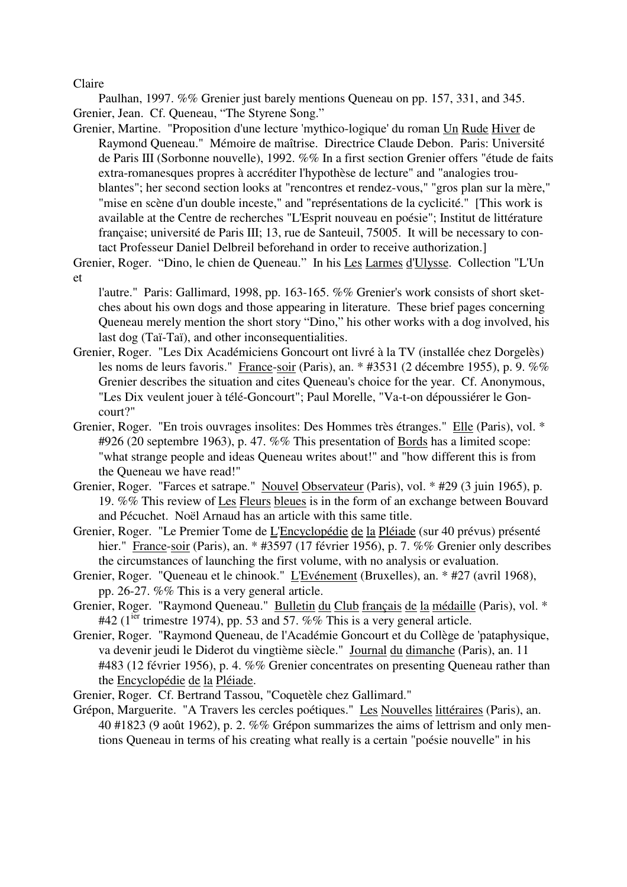Claire

Paulhan, 1997. %% Grenier just barely mentions Queneau on pp. 157, 331, and 345.

Grenier, Jean. Cf. Queneau, "The Styrene Song."

Grenier, Martine. "Proposition d'une lecture 'mythico-logique' du roman Un Rude Hiver de Raymond Queneau." Mémoire de maîtrise. Directrice Claude Debon. Paris: Université de Paris III (Sorbonne nouvelle), 1992. %% In a first section Grenier offers "étude de faits extra-romanesques propres à accréditer l'hypothèse de lecture" and "analogies troublantes"; her second section looks at "rencontres et rendez-vous," "gros plan sur la mère," "mise en scène d'un double inceste," and "représentations de la cyclicité." [This work is available at the Centre de recherches "L'Esprit nouveau en poésie"; Institut de littérature française; université de Paris III; 13, rue de Santeuil, 75005. It will be necessary to contact Professeur Daniel Delbreil beforehand in order to receive authorization.]

Grenier, Roger. "Dino, le chien de Queneau." In his Les Larmes d'Ulysse. Collection "L'Un et l'autre." Paris: Gallimard, 1998, pp. 163-165. %% Grenier's work consists of short sketches about his own dogs and those appearing in literature. These brief pages concerning Queneau merely mention the short story "Dino," his other works with a dog involved, his last dog (Taï-Taï), and other inconsequentialities.

Grenier, Roger. "Les Dix Académiciens Goncourt ont livré à la TV (installée chez Dorgelès) les noms de leurs favoris." France-soir (Paris), an. * #3531 (2 décembre 1955), p. 9. %% Grenier describes the situation and cites Queneau's choice for the year. Cf. Anonymous, "Les Dix veulent jouer à télé-Goncourt"; Paul Morelle, "Va-t-on dépoussiérer le Goncourt?"

Grenier, Roger. "En trois ouvrages insolites: Des Hommes très étranges." Elle (Paris), vol. * #926 (20 septembre 1963), p. 47. %% This presentation of Bords has a limited scope: "what strange people and ideas Queneau writes about!" and "how different this is from the Queneau we have read!"

Grenier, Roger. "Farces et satrape." Nouvel Observateur (Paris), vol. * #29 (3 juin 1965), p. 19. %% This review of Les Fleurs bleues is in the form of an exchange between Bouvard and Pécuchet. Noël Arnaud has an article with this same title.

Grenier, Roger. "Le Premier Tome de L'Encyclopédie de la Pléiade (sur 40 prévus) présenté hier." France-soir (Paris), an. * #3597 (17 février 1956), p. 7. %% Grenier only describes the circumstances of launching the first volume, with no analysis or evaluation.

Grenier, Roger. "Queneau et le chinook." L'Evénement (Bruxelles), an. * #27 (avril 1968), pp. 26-27. %% This is a very general article.

Grenier, Roger. "Raymond Queneau." Bulletin du Club français de la médaille (Paris), vol. * #42 (1ier trimestre 1974), pp. 53 and 57. %% This is a very general article.

Grenier, Roger. "Raymond Queneau, de l'Académie Goncourt et du Collège de 'pataphysique, va devenir jeudi le Diderot du vingtième siècle." Journal du dimanche (Paris), an. 11 #483 (12 février 1956), p. 4. %% Grenier concentrates on presenting Queneau rather than the Encyclopédie de la Pléiade.

Grenier, Roger. Cf. Bertrand Tassou, "Coquetèle chez Gallimard."

Grépon, Marguerite. "A Travers les cercles poétiques." Les Nouvelles littéraires (Paris), an. 40 #1823 (9 août 1962), p. 2. %% Grépon summarizes the aims of lettrism and only mentions Queneau in terms of his creating what really is a certain "poésie nouvelle" in his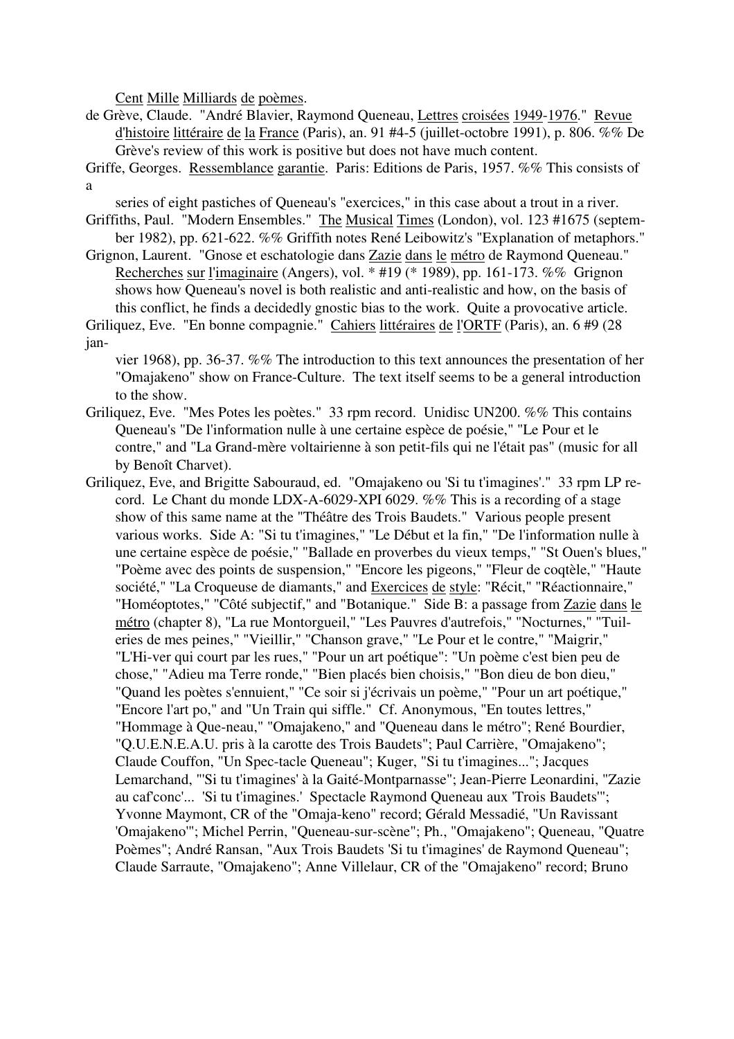Cent Mille Milliards de poèmes.

de Grève, Claude. "André Blavier, Raymond Queneau, Lettres croisées 1949-1976." Revue d'histoire littéraire de la France (Paris), an. 91 #4-5 (juillet-octobre 1991), p. 806. %% De Grève's review of this work is positive but does not have much content.

Griffe, Georges. Ressemblance garantie. Paris: Editions de Paris, 1957. %% This consists of a series of eight pastiches of Queneau's "exercices," in this case about a trout in a river.

Griffiths, Paul. "Modern Ensembles." The Musical Times (London), vol. 123 #1675 (september 1982), pp. 621-622. %% Griffith notes René Leibowitz's "Explanation of metaphors."

Grignon, Laurent. "Gnose et eschatologie dans Zazie dans le métro de Raymond Queneau." Recherches sur l'imaginaire (Angers), vol. * #19 (* 1989), pp. 161-173. %% Grignon shows how Queneau's novel is both realistic and anti-realistic and how, on the basis of this conflict, he finds a decidedly gnostic bias to the work. Quite a provocative article.

Griliquez, Eve. "En bonne compagnie." Cahiers littéraires de l'ORTF (Paris), an. 6 #9 (28 janvier 1968), pp. 36-37. %% The introduction to this text announces the presentation of her "Omajakeno" show on France-Culture. The text itself seems to be a general introduction to the show.

Griliquez, Eve. "Mes Potes les poètes." 33 rpm record. Unidisc UN200. %% This contains Queneau's "De l'information nulle à une certaine espèce de poésie," "Le Pour et le contre," and "La Grand-mère voltairienne à son petit-fils qui ne l'était pas" (music for all by Benoît Charvet).

Griliquez, Eve, and Brigitte Sabouraud, ed. "Omajakeno ou 'Si tu t'imagines'." 33 rpm LP record. Le Chant du monde LDX-A-6029-XPI 6029. %% This is a recording of a stage show of this same name at the "Théâtre des Trois Baudets." Various people present various works. Side A: "Si tu t'imagines," "Le Début et la fin," "De l'information nulle à une certaine espèce de poésie," "Ballade en proverbes du vieux temps," "St Ouen's blues," "Poème avec des points de suspension," "Encore les pigeons," "Fleur de coqtèle," "Haute société," "La Croqueuse de diamants," and Exercices de style: "Récit," "Réactionnaire," "Homéoptotes," "Côté subjectif," and "Botanique." Side B: a passage from Zazie dans le métro (chapter 8), "La rue Montorgueil," "Les Pauvres d'autrefois," "Nocturnes," "Tuileries de mes peines," "Vieillir," "Chanson grave," "Le Pour et le contre," "Maigrir," "L'Hi-ver qui court par les rues," "Pour un art poétique": "Un poème c'est bien peu de chose," "Adieu ma Terre ronde," "Bien placés bien choisis," "Bon dieu de bon dieu," "Quand les poètes s'ennuient," "Ce soir si j'écrivais un poème," "Pour un art poétique," "Encore l'art po," and "Un Train qui siffle." Cf. Anonymous, "En toutes lettres," "Hommage à Que-neau," "Omajakeno," and "Queneau dans le métro"; René Bourdier, "Q.U.E.N.E.A.U. pris à la carotte des Trois Baudets"; Paul Carrière, "Omajakeno"; Claude Couffon, "Un Spec-tacle Queneau"; Kuger, "Si tu t'imagines..."; Jacques Lemarchand, "'Si tu t'imagines' à la Gaité-Montparnasse"; Jean-Pierre Leonardini, "Zazie au caf'conc'... 'Si tu t'imagines.' Spectacle Raymond Queneau aux 'Trois Baudets'"; Yvonne Maymont, CR of the "Omaja-keno" record; Gérald Messadié, "Un Ravissant 'Omajakeno'"; Michel Perrin, "Queneau-sur-scène"; Ph., "Omajakeno"; Queneau, "Quatre Poèmes"; André Ransan, "Aux Trois Baudets 'Si tu t'imagines' de Raymond Queneau"; Claude Sarraute, "Omajakeno"; Anne Villelaur, CR of the "Omajakeno" record; Bruno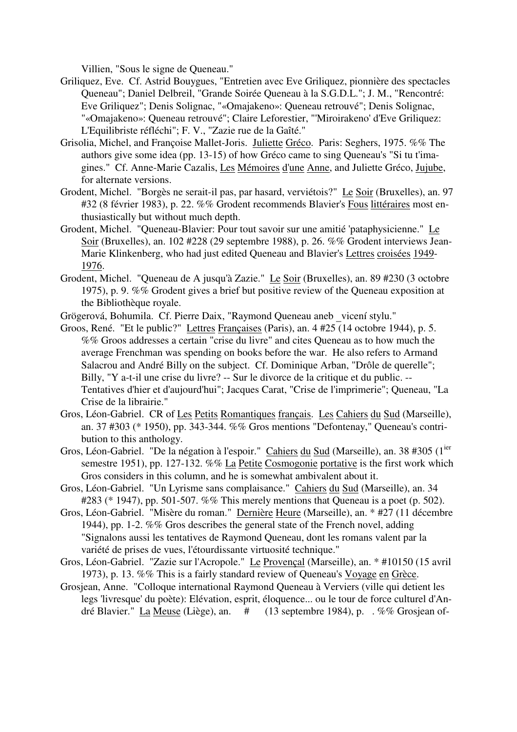Villien, "Sous le signe de Queneau."

Griliquez, Eve. Cf. Astrid Bouygues, "Entretien avec Eve Griliquez, pionnière des spectacles Queneau"; Daniel Delbreil, "Grande Soirée Queneau à la S.G.D.L."; J. M., "Rencontré: Eve Griliquez"; Denis Solignac, "«Omajakeno»: Queneau retrouvé"; Denis Solignac, "«Omajakeno»: Queneau retrouvé"; Claire Leforestier, "'Miroirakeno' d'Eve Griliquez: L'Equilibriste réfléchi"; F. V., "Zazie rue de la Gaîté."

Grisolia, Michel, and Françoise Mallet-Joris. Juliette Gréco. Paris: Seghers, 1975. %% The authors give some idea (pp. 13-15) of how Gréco came to sing Queneau's "Si tu t'imagines." Cf. Anne-Marie Cazalis, Les Mémoires d'une Anne, and Juliette Gréco, Jujube, for alternate versions.

Grodent, Michel. "Borgès ne serait-il pas, par hasard, verviétois?" Le Soir (Bruxelles), an. 97 #32 (8 février 1983), p. 22. %% Grodent recommends Blavier's Fous littéraires most enthusiastically but without much depth.

Grodent, Michel. "Queneau-Blavier: Pour tout savoir sur une amitié 'pataphysicienne." Le Soir (Bruxelles), an. 102 #228 (29 septembre 1988), p. 26. %% Grodent interviews Jean-Marie Klinkenberg, who had just edited Queneau and Blavier's Lettres croisées 1949-1976.

Grodent, Michel. "Queneau de A jusqu'à Zazie." Le Soir (Bruxelles), an. 89 #230 (3 octobre 1975), p. 9. %% Grodent gives a brief but positive review of the Queneau exposition at the Bibliothèque royale.

Grögerová, Bohumila. Cf. Pierre Daix, "Raymond Queneau aneb _vicení stylu."

Groos, René. "Et le public?" Lettres Françaises (Paris), an. 4 #25 (14 octobre 1944), p. 5. %% Groos addresses a certain "crise du livre" and cites Queneau as to how much the average Frenchman was spending on books before the war. He also refers to Armand Salacrou and André Billy on the subject. Cf. Dominique Arban, "Drôle de querelle"; Billy, "Y a-t-il une crise du livre? -- Sur le divorce de la critique et du public. -- Tentatives d'hier et d'aujourd'hui"; Jacques Carat, "Crise de l'imprimerie"; Queneau, "La Crise de la librairie."

Gros, Léon-Gabriel. CR of Les Petits Romantiques français. Les Cahiers du Sud (Marseille), an. 37 #303 (* 1950), pp. 343-344. %% Gros mentions "Defontenay," Queneau's contribution to this anthology.

Gros, Léon-Gabriel. "De la négation à l'espoir." Cahiers du Sud (Marseille), an. 38 #305 (1ier semestre 1951), pp. 127-132. %% La Petite Cosmogonie portative is the first work which Gros considers in this column, and he is somewhat ambivalent about it.

Gros, Léon-Gabriel. "Un Lyrisme sans complaisance." Cahiers du Sud (Marseille), an. 34 #283 (* 1947), pp. 501-507. %% This merely mentions that Queneau is a poet (p. 502).

Gros, Léon-Gabriel. "Misère du roman." Dernière Heure (Marseille), an. * #27 (11 décembre 1944), pp. 1-2. %% Gros describes the general state of the French novel, adding "Signalons aussi les tentatives de Raymond Queneau, dont les romans valent par la variété de prises de vues, l'étourdissante virtuosité technique."

Gros, Léon-Gabriel. "Zazie sur l'Acropole." Le Provençal (Marseille), an. * #10150 (15 avril 1973), p. 13. %% This is a fairly standard review of Queneau's Voyage en Grèce.

Grosjean, Anne. "Colloque international Raymond Queneau à Verviers (ville qui detient les legs 'livresque' du poète): Elévation, esprit, éloquence... ou le tour de force culturel d'André Blavier." La Meuse (Liège), an. # (13 septembre 1984), p. . %% Grosjean of-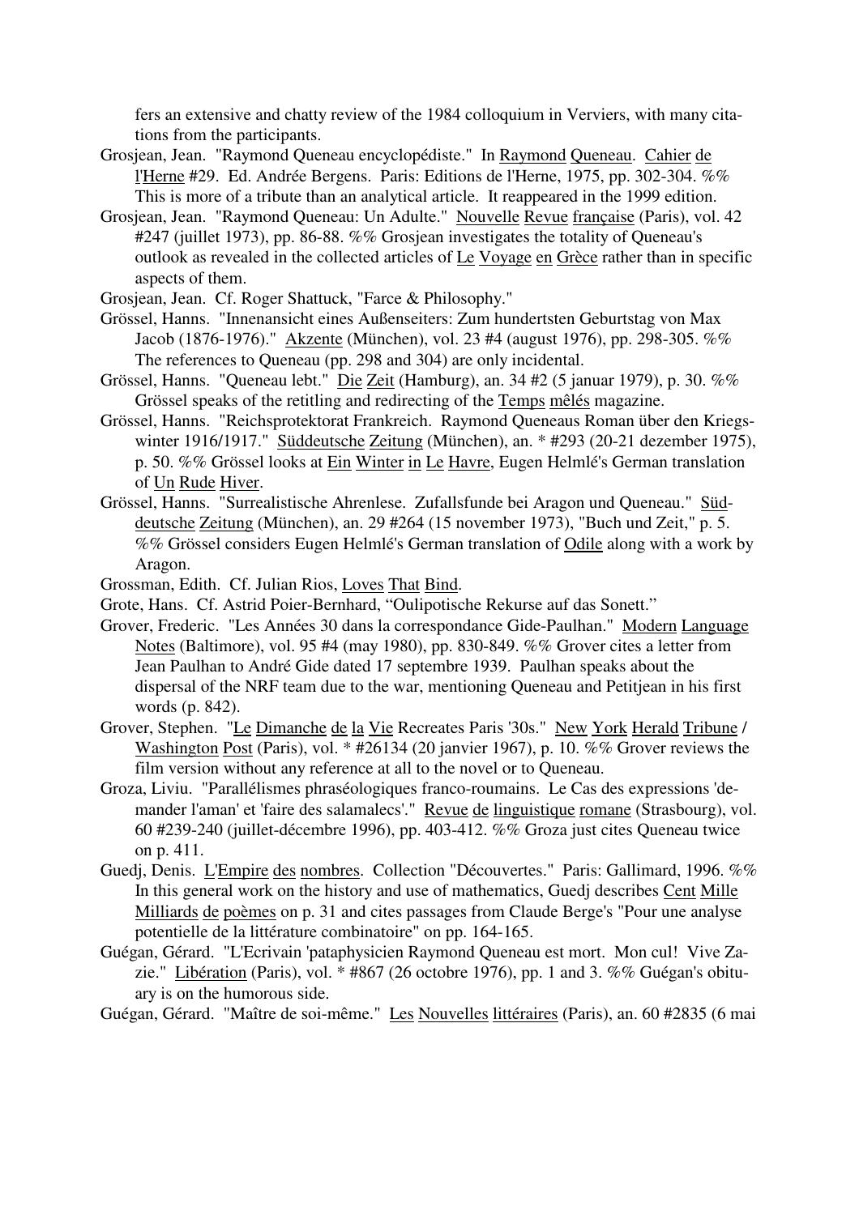fers an extensive and chatty review of the 1984 colloquium in Verviers, with many citations from the participants.

Grosjean, Jean. "Raymond Queneau encyclopédiste." In Raymond Queneau. Cahier de l'Herne #29. Ed. Andrée Bergens. Paris: Editions de l'Herne, 1975, pp. 302-304. %% This is more of a tribute than an analytical article. It reappeared in the 1999 edition.

Grosjean, Jean. "Raymond Queneau: Un Adulte." Nouvelle Revue française (Paris), vol. 42 #247 (juillet 1973), pp. 86-88. %% Grosjean investigates the totality of Queneau's outlook as revealed in the collected articles of Le Voyage en Grèce rather than in specific aspects of them.

Grosjean, Jean. Cf. Roger Shattuck, "Farce & Philosophy."

Grössel, Hanns. "Innenansicht eines Außenseiters: Zum hundertsten Geburtstag von Max Jacob (1876-1976)." Akzente (München), vol. 23 #4 (august 1976), pp. 298-305. %% The references to Queneau (pp. 298 and 304) are only incidental.

Grössel, Hanns. "Queneau lebt." Die Zeit (Hamburg), an. 34 #2 (5 januar 1979), p. 30. %% Grössel speaks of the retitling and redirecting of the Temps mêlés magazine.

Grössel, Hanns. "Reichsprotektorat Frankreich. Raymond Queneaus Roman über den Kriegswinter 1916/1917." Süddeutsche Zeitung (München), an. * #293 (20-21 dezember 1975), p. 50. %% Grössel looks at Ein Winter in Le Havre, Eugen Helmlé's German translation of Un Rude Hiver.

Grössel, Hanns. "Surrealistische Ahrenlese. Zufallsfunde bei Aragon und Queneau." Süddeutsche Zeitung (München), an. 29 #264 (15 november 1973), "Buch und Zeit," p. 5. %% Grössel considers Eugen Helmlé's German translation of Odile along with a work by Aragon.

Grossman, Edith. Cf. Julian Rios, Loves That Bind.

Grote, Hans. Cf. Astrid Poier-Bernhard, "Oulipotische Rekurse auf das Sonett."

Grover, Frederic. "Les Années 30 dans la correspondance Gide-Paulhan." Modern Language Notes (Baltimore), vol. 95 #4 (may 1980), pp. 830-849. %% Grover cites a letter from Jean Paulhan to André Gide dated 17 septembre 1939. Paulhan speaks about the dispersal of the NRF team due to the war, mentioning Queneau and Petitjean in his first words (p. 842).

Grover, Stephen. "Le Dimanche de la Vie Recreates Paris '30s." New York Herald Tribune / Washington Post (Paris), vol. * #26134 (20 janvier 1967), p. 10. %% Grover reviews the film version without any reference at all to the novel or to Queneau.

Groza, Liviu. "Parallélismes phraséologiques franco-roumains. Le Cas des expressions 'demander l'aman' et 'faire des salamalecs'." Revue de linguistique romane (Strasbourg), vol. 60 #239-240 (juillet-décembre 1996), pp. 403-412. %% Groza just cites Queneau twice on p. 411.

Guedj, Denis. L'Empire des nombres. Collection "Découvertes." Paris: Gallimard, 1996. %% In this general work on the history and use of mathematics, Guedj describes Cent Mille Milliards de poèmes on p. 31 and cites passages from Claude Berge's "Pour une analyse potentielle de la littérature combinatoire" on pp. 164-165.

Guégan, Gérard. "L'Ecrivain 'pataphysicien Raymond Queneau est mort. Mon cul! Vive Zazie." Libération (Paris), vol. * #867 (26 octobre 1976), pp. 1 and 3. %% Guégan's obituary is on the humorous side.

Guégan, Gérard. "Maître de soi-même." Les Nouvelles littéraires (Paris), an. 60 #2835 (6 mai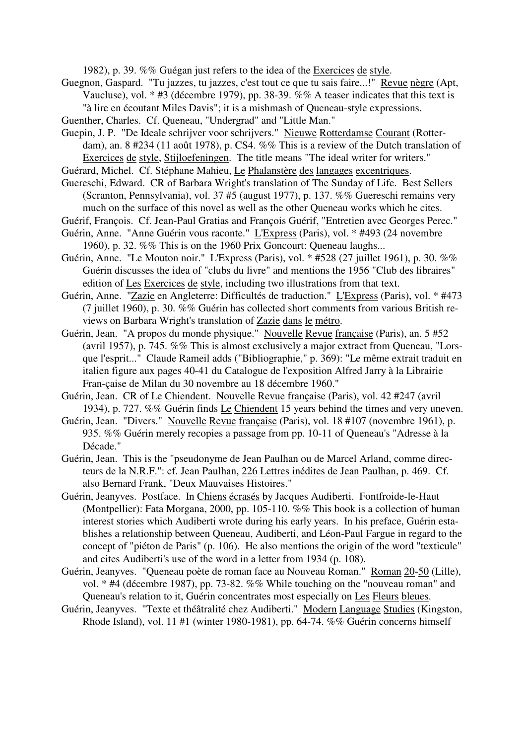1982), p. 39. %% Guégan just refers to the idea of the Exercices de style.

Guegnon, Gaspard. "Tu jazzes, tu jazzes, c'est tout ce que tu sais faire...!" Revue nègre (Apt, Vaucluse), vol. * #3 (décembre 1979), pp. 38-39. %% A teaser indicates that this text is "à lire en écoutant Miles Davis"; it is a mishmash of Queneau-style expressions.

Guenther, Charles. Cf. Queneau, "Undergrad" and "Little Man."

Guepin, J. P. "De Ideale schrijver voor schrijvers." Nieuwe Rotterdamse Courant (Rotterdam), an. 8 #234 (11 août 1978), p. CS4. %% This is a review of the Dutch translation of Exercices de style, Stijloefeningen. The title means "The ideal writer for writers."

Guérard, Michel. Cf. Stéphane Mahieu, Le Phalanstère des langages excentriques.

Guereschi, Edward. CR of Barbara Wright's translation of The Sunday of Life. Best Sellers (Scranton, Pennsylvania), vol. 37 #5 (august 1977), p. 137. %% Guereschi remains very much on the surface of this novel as well as the other Queneau works which he cites.

Guérif, François. Cf. Jean-Paul Gratias and François Guérif, "Entretien avec Georges Perec."

Guérin, Anne. "Anne Guérin vous raconte." L'Express (Paris), vol. * #493 (24 novembre 1960), p. 32. %% This is on the 1960 Prix Goncourt: Queneau laughs...

Guérin, Anne. "Le Mouton noir." L'Express (Paris), vol. * #528 (27 juillet 1961), p. 30. %% Guérin discusses the idea of "clubs du livre" and mentions the 1956 "Club des libraires" edition of Les Exercices de style, including two illustrations from that text.

Guérin, Anne. "Zazie en Angleterre: Difficultés de traduction." L'Express (Paris), vol. * #473 (7 juillet 1960), p. 30. %% Guérin has collected short comments from various British reviews on Barbara Wright's translation of Zazie dans le métro.

Guérin, Jean. "A propos du monde physique." Nouvelle Revue française (Paris), an. 5 #52 (avril 1957), p. 745. %% This is almost exclusively a major extract from Queneau, "Lorsque l'esprit..." Claude Rameil adds ("Bibliographie," p. 369): "Le même extrait traduit en italien figure aux pages 40-41 du Catalogue de l'exposition Alfred Jarry à la Librairie Fran-çaise de Milan du 30 novembre au 18 décembre 1960."

Guérin, Jean. CR of Le Chiendent. Nouvelle Revue française (Paris), vol. 42 #247 (avril 1934), p. 727. %% Guérin finds Le Chiendent 15 years behind the times and very uneven.

Guérin, Jean. "Divers." Nouvelle Revue française (Paris), vol. 18 #107 (novembre 1961), p. 935. %% Guérin merely recopies a passage from pp. 10-11 of Queneau's "Adresse à la Décade."

Guérin, Jean. This is the "pseudonyme de Jean Paulhan ou de Marcel Arland, comme directeurs de la N.R.F.": cf. Jean Paulhan, 226 Lettres inédites de Jean Paulhan, p. 469. Cf. also Bernard Frank, "Deux Mauvaises Histoires."

Guérin, Jeanyves. Postface. In Chiens écrasés by Jacques Audiberti. Fontfroide-le-Haut (Montpellier): Fata Morgana, 2000, pp. 105-110. %% This book is a collection of human interest stories which Audiberti wrote during his early years. In his preface, Guérin establishes a relationship between Queneau, Audiberti, and Léon-Paul Fargue in regard to the concept of "piéton de Paris" (p. 106). He also mentions the origin of the word "texticule" and cites Audiberti's use of the word in a letter from 1934 (p. 108).

Guérin, Jeanyves. "Queneau poète de roman face au Nouveau Roman." Roman 20-50 (Lille), vol. * #4 (décembre 1987), pp. 73-82. %% While touching on the "nouveau roman" and Queneau's relation to it, Guérin concentrates most especially on Les Fleurs bleues.

Guérin, Jeanyves. "Texte et théâtralité chez Audiberti." Modern Language Studies (Kingston, Rhode Island), vol. 11 #1 (winter 1980-1981), pp. 64-74. %% Guérin concerns himself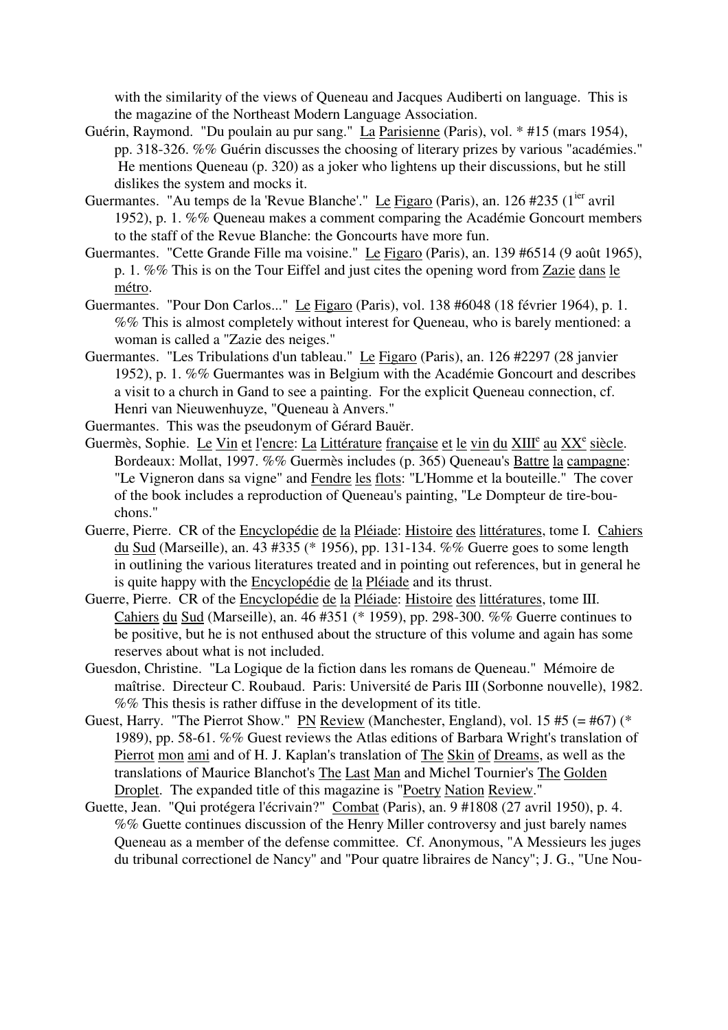with the similarity of the views of Queneau and Jacques Audiberti on language. This is the magazine of the Northeast Modern Language Association.

Guérin, Raymond. "Du poulain au pur sang." La Parisienne (Paris), vol. * #15 (mars 1954), pp. 318-326. %% Guérin discusses the choosing of literary prizes by various "académies." He mentions Queneau (p. 320) as a joker who lightens up their discussions, but he still dislikes the system and mocks it.

Guermantes. "Au temps de la 'Revue Blanche'." Le Figaro (Paris), an. 126 #235 (1ier avril 1952), p. 1. %% Queneau makes a comment comparing the Académie Goncourt members to the staff of the Revue Blanche: the Goncourts have more fun.

Guermantes. "Cette Grande Fille ma voisine." Le Figaro (Paris), an. 139 #6514 (9 août 1965), p. 1. %% This is on the Tour Eiffel and just cites the opening word from Zazie dans le métro.

Guermantes. "Pour Don Carlos..." Le Figaro (Paris), vol. 138 #6048 (18 février 1964), p. 1. %% This is almost completely without interest for Queneau, who is barely mentioned: a woman is called a "Zazie des neiges."

Guermantes. "Les Tribulations d'un tableau." Le Figaro (Paris), an. 126 #2297 (28 janvier 1952), p. 1. %% Guermantes was in Belgium with the Académie Goncourt and describes a visit to a church in Gand to see a painting. For the explicit Queneau connection, cf. Henri van Nieuwenhuyze, "Queneau à Anvers."

Guermantes. This was the pseudonym of Gérard Bauër.

Guermès, Sophie. Le Vin et l'encre: La Littérature française et le vin du XIIIe au XXe siècle. Bordeaux: Mollat, 1997. %% Guermès includes (p. 365) Queneau's Battre la campagne: "Le Vigneron dans sa vigne" and Fendre les flots: "L'Homme et la bouteille." The cover of the book includes a reproduction of Queneau's painting, "Le Dompteur de tire-bouchons."

Guerre, Pierre. CR of the Encyclopédie de la Pléiade: Histoire des littératures, tome I. Cahiers du Sud (Marseille), an. 43 #335 (* 1956), pp. 131-134. %% Guerre goes to some length in outlining the various literatures treated and in pointing out references, but in general he is quite happy with the Encyclopédie de la Pléiade and its thrust.

Guerre, Pierre. CR of the Encyclopédie de la Pléiade: Histoire des littératures, tome III. Cahiers du Sud (Marseille), an. 46 #351 (* 1959), pp. 298-300. %% Guerre continues to be positive, but he is not enthused about the structure of this volume and again has some reserves about what is not included.

Guesdon, Christine. "La Logique de la fiction dans les romans de Queneau." Mémoire de maîtrise. Directeur C. Roubaud. Paris: Université de Paris III (Sorbonne nouvelle), 1982. %% This thesis is rather diffuse in the development of its title.

Guest, Harry. "The Pierrot Show." PN Review (Manchester, England), vol. 15 #5 (= #67) (* 1989), pp. 58-61. %% Guest reviews the Atlas editions of Barbara Wright's translation of Pierrot mon ami and of H. J. Kaplan's translation of The Skin of Dreams, as well as the translations of Maurice Blanchot's The Last Man and Michel Tournier's The Golden Droplet. The expanded title of this magazine is "Poetry Nation Review."

Guette, Jean. "Qui protégera l'écrivain?" Combat (Paris), an. 9 #1808 (27 avril 1950), p. 4. %% Guette continues discussion of the Henry Miller controversy and just barely names Queneau as a member of the defense committee. Cf. Anonymous, "A Messieurs les juges du tribunal correctionel de Nancy" and "Pour quatre libraires de Nancy"; J. G., "Une Nou-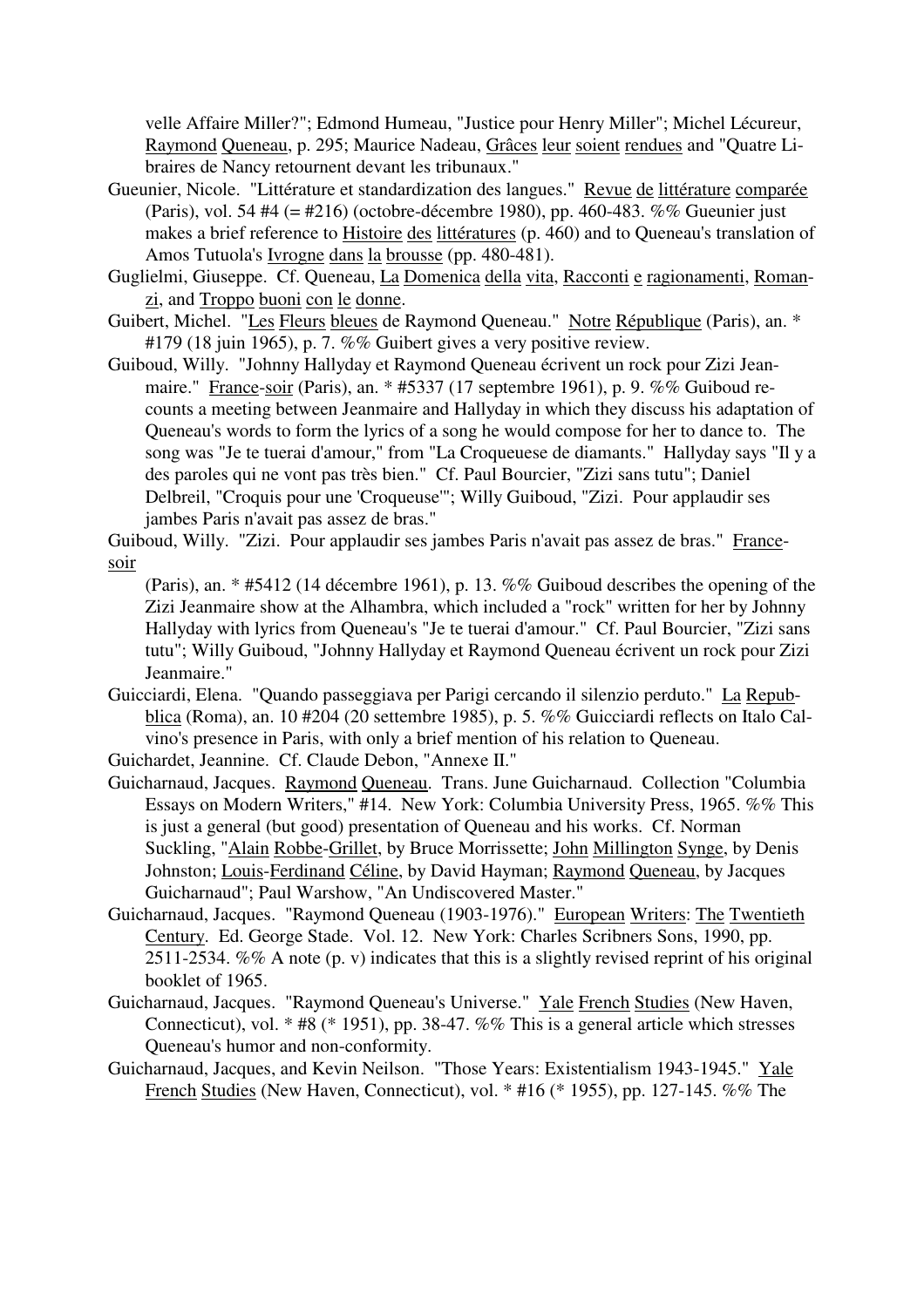velle Affaire Miller?"; Edmond Humeau, "Justice pour Henry Miller"; Michel Lécureur, Raymond Queneau, p. 295; Maurice Nadeau, Grâces leur soient rendues and "Quatre Libraires de Nancy retournent devant les tribunaux."

Gueunier, Nicole. "Littérature et standardization des langues." Revue de littérature comparée (Paris), vol. 54 #4 (= #216) (octobre-décembre 1980), pp. 460-483. %% Gueunier just makes a brief reference to Histoire des littératures (p. 460) and to Queneau's translation of Amos Tutuola's Ivrogne dans la brousse (pp. 480-481).

Guglielmi, Giuseppe. Cf. Queneau, La Domenica della vita, Racconti e ragionamenti, Romanzi, and Troppo buoni con le donne.

Guibert, Michel. "Les Fleurs bleues de Raymond Queneau." Notre République (Paris), an. * #179 (18 juin 1965), p. 7. %% Guibert gives a very positive review.

Guiboud, Willy. "Johnny Hallyday et Raymond Queneau écrivent un rock pour Zizi Jeanmaire." France-soir (Paris), an. * #5337 (17 septembre 1961), p. 9. %% Guiboud recounts a meeting between Jeanmaire and Hallyday in which they discuss his adaptation of Queneau's words to form the lyrics of a song he would compose for her to dance to. The song was "Je te tuerai d'amour," from "La Croqueuese de diamants." Hallyday says "Il y a des paroles qui ne vont pas très bien." Cf. Paul Bourcier, "Zizi sans tutu"; Daniel Delbreil, "Croquis pour une 'Croqueuse'"; Willy Guiboud, "Zizi. Pour applaudir ses jambes Paris n'avait pas assez de bras."

Guiboud, Willy. "Zizi. Pour applaudir ses jambes Paris n'avait pas assez de bras." France-soir (Paris), an. * #5412 (14 décembre 1961), p. 13. %% Guiboud describes the opening of the Zizi Jeanmaire show at the Alhambra, which included a "rock" written for her by Johnny Hallyday with lyrics from Queneau's "Je te tuerai d'amour." Cf. Paul Bourcier, "Zizi sans tutu"; Willy Guiboud, "Johnny Hallyday et Raymond Queneau écrivent un rock pour Zizi Jeanmaire."

Guicciardi, Elena. "Quando passeggiava per Parigi cercando il silenzio perduto." La Repubblica (Roma), an. 10 #204 (20 settembre 1985), p. 5. %% Guicciardi reflects on Italo Calvino's presence in Paris, with only a brief mention of his relation to Queneau.

Guichardet, Jeannine. Cf. Claude Debon, "Annexe II."

Guicharnaud, Jacques. Raymond Queneau. Trans. June Guicharnaud. Collection "Columbia Essays on Modern Writers," #14. New York: Columbia University Press, 1965. %% This is just a general (but good) presentation of Queneau and his works. Cf. Norman Suckling, "Alain Robbe-Grillet, by Bruce Morrissette; John Millington Synge, by Denis Johnston; Louis-Ferdinand Céline, by David Hayman; Raymond Queneau, by Jacques Guicharnaud"; Paul Warshow, "An Undiscovered Master."

Guicharnaud, Jacques. "Raymond Queneau (1903-1976)." European Writers: The Twentieth Century. Ed. George Stade. Vol. 12. New York: Charles Scribners Sons, 1990, pp. 2511-2534. %% A note (p. v) indicates that this is a slightly revised reprint of his original booklet of 1965.

Guicharnaud, Jacques. "Raymond Queneau's Universe." Yale French Studies (New Haven, Connecticut), vol. * #8 (* 1951), pp. 38-47. %% This is a general article which stresses Queneau's humor and non-conformity.

Guicharnaud, Jacques, and Kevin Neilson. "Those Years: Existentialism 1943-1945." Yale French Studies (New Haven, Connecticut), vol. * #16 (* 1955), pp. 127-145. %% The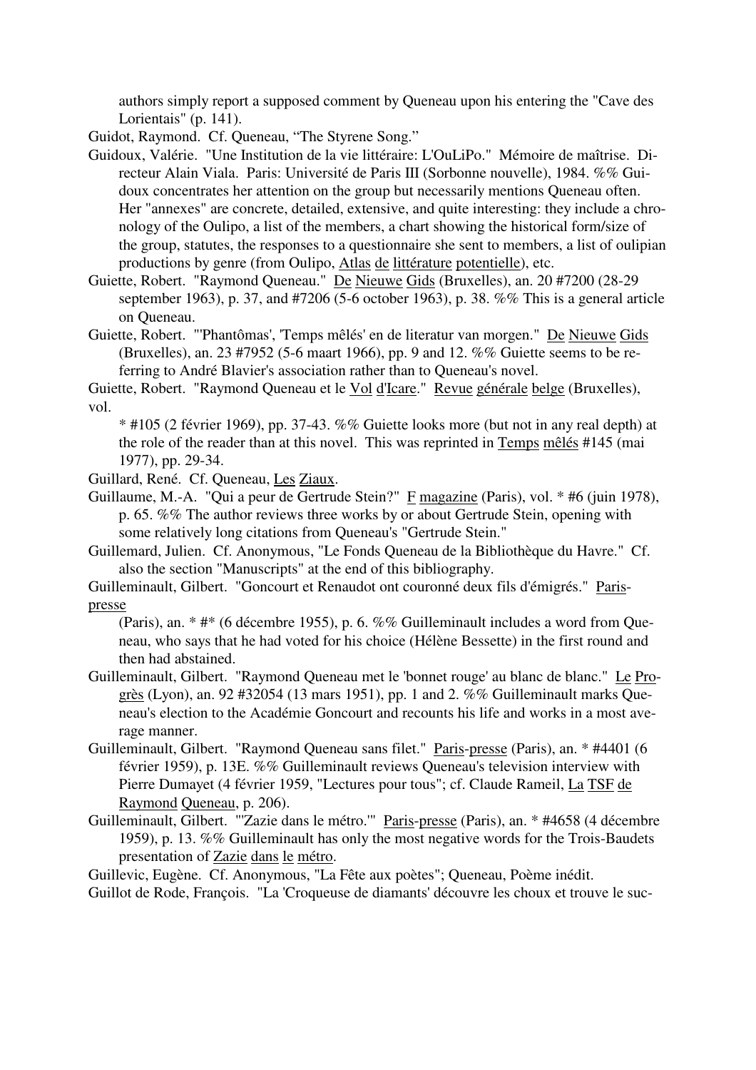authors simply report a supposed comment by Queneau upon his entering the "Cave des Lorientais" (p. 141).

Guidot, Raymond. Cf. Queneau, "The Styrene Song."

Guidoux, Valérie. "Une Institution de la vie littéraire: L'OuLiPo." Mémoire de maîtrise. Directeur Alain Viala. Paris: Université de Paris III (Sorbonne nouvelle), 1984. %% Guidoux concentrates her attention on the group but necessarily mentions Queneau often. Her "annexes" are concrete, detailed, extensive, and quite interesting: they include a chronology of the Oulipo, a list of the members, a chart showing the historical form/size of the group, statutes, the responses to a questionnaire she sent to members, a list of oulipian productions by genre (from Oulipo, Atlas de littérature potentielle), etc.

Guiette, Robert. "Raymond Queneau." De Nieuwe Gids (Bruxelles), an. 20 #7200 (28-29 september 1963), p. 37, and #7206 (5-6 october 1963), p. 38. %% This is a general article on Queneau.

Guiette, Robert. "'Phantômas', 'Temps mêlés' en de literatur van morgen." De Nieuwe Gids (Bruxelles), an. 23 #7952 (5-6 maart 1966), pp. 9 and 12. %% Guiette seems to be referring to André Blavier's association rather than to Queneau's novel.

Guiette, Robert. "Raymond Queneau et le Vol d'Icare." Revue générale belge (Bruxelles), vol. * #105 (2 février 1969), pp. 37-43. %% Guiette looks more (but not in any real depth) at the role of the reader than at this novel. This was reprinted in Temps mêlés #145 (mai 1977), pp. 29-34.

Guillard, René. Cf. Queneau, Les Ziaux.

Guillaume, M.-A. "Qui a peur de Gertrude Stein?" F magazine (Paris), vol. * #6 (juin 1978), p. 65. %% The author reviews three works by or about Gertrude Stein, opening with some relatively long citations from Queneau's "Gertrude Stein."

Guillemard, Julien. Cf. Anonymous, "Le Fonds Queneau de la Bibliothèque du Havre." Cf. also the section "Manuscripts" at the end of this bibliography.

Guilleminault, Gilbert. "Goncourt et Renaudot ont couronné deux fils d'émigrés." Paris-presse (Paris), an. * #* (6 décembre 1955), p. 6. %% Guilleminault includes a word from Queneau, who says that he had voted for his choice (Hélène Bessette) in the first round and then had abstained.

Guilleminault, Gilbert. "Raymond Queneau met le 'bonnet rouge' au blanc de blanc." Le Progrès (Lyon), an. 92 #32054 (13 mars 1951), pp. 1 and 2. %% Guilleminault marks Queneau's election to the Académie Goncourt and recounts his life and works in a most average manner.

Guilleminault, Gilbert. "Raymond Queneau sans filet." Paris-presse (Paris), an. * #4401 (6 février 1959), p. 13E. %% Guilleminault reviews Queneau's television interview with Pierre Dumayet (4 février 1959, "Lectures pour tous"; cf. Claude Rameil, La TSF de Raymond Queneau, p. 206).

Guilleminault, Gilbert. "'Zazie dans le métro.'" Paris-presse (Paris), an. * #4658 (4 décembre 1959), p. 13. %% Guilleminault has only the most negative words for the Trois-Baudets presentation of Zazie dans le métro.

Guillevic, Eugène. Cf. Anonymous, "La Fête aux poètes"; Queneau, Poème inédit.

Guillot de Rode, François. "La 'Croqueuse de diamants' découvre les choux et trouve le suc-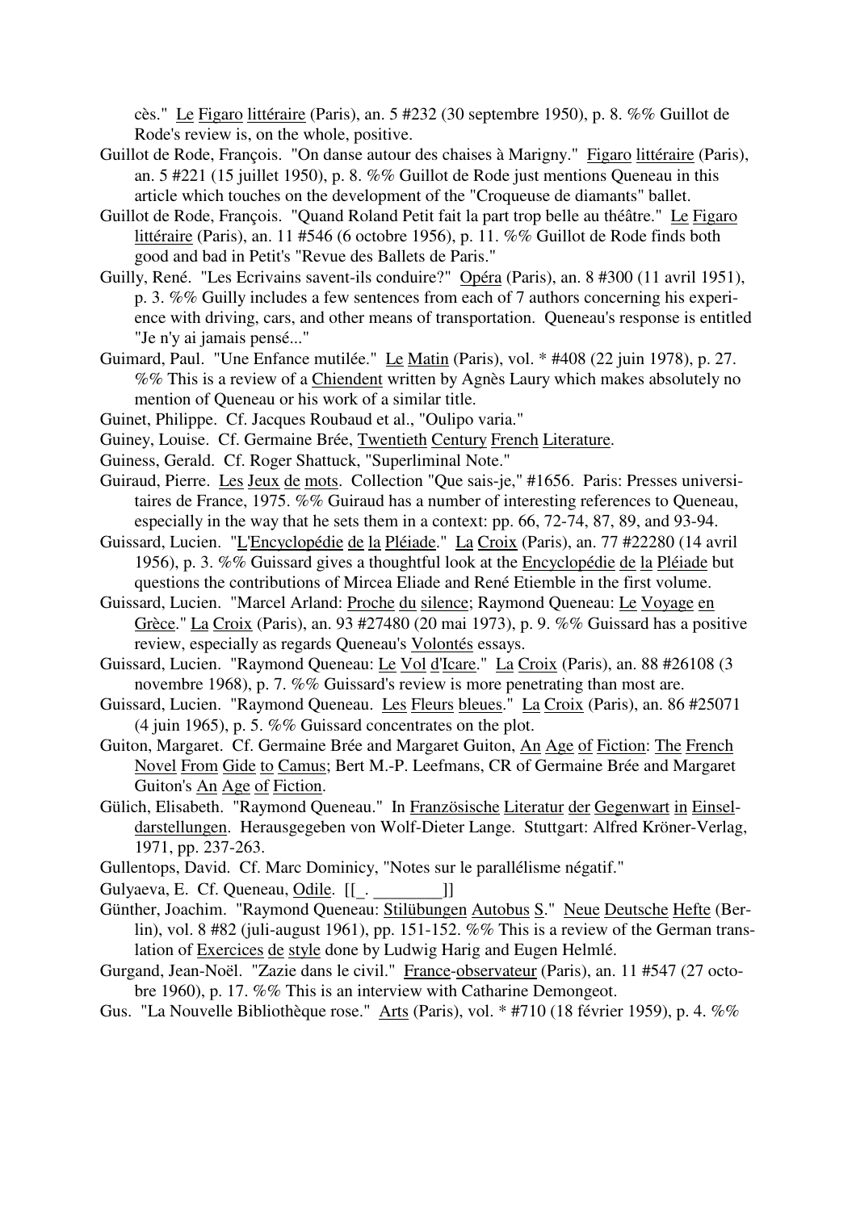cès." Le Figaro littéraire (Paris), an. 5 #232 (30 septembre 1950), p. 8. %% Guillot de Rode's review is, on the whole, positive.

Guillot de Rode, François. "On danse autour des chaises à Marigny." Figaro littéraire (Paris), an. 5 #221 (15 juillet 1950), p. 8. %% Guillot de Rode just mentions Queneau in this article which touches on the development of the "Croqueuse de diamants" ballet.

Guillot de Rode, François. "Quand Roland Petit fait la part trop belle au théâtre." Le Figaro littéraire (Paris), an. 11 #546 (6 octobre 1956), p. 11. %% Guillot de Rode finds both good and bad in Petit's "Revue des Ballets de Paris."

Guilly, René. "Les Ecrivains savent-ils conduire?" Opéra (Paris), an. 8 #300 (11 avril 1951), p. 3. %% Guilly includes a few sentences from each of 7 authors concerning his experience with driving, cars, and other means of transportation. Queneau's response is entitled "Je n'y ai jamais pensé..."

Guimard, Paul. "Une Enfance mutilée." Le Matin (Paris), vol. * #408 (22 juin 1978), p. 27. %% This is a review of a Chiendent written by Agnès Laury which makes absolutely no mention of Queneau or his work of a similar title.

Guinet, Philippe. Cf. Jacques Roubaud et al., "Oulipo varia."

Guiney, Louise. Cf. Germaine Brée, Twentieth Century French Literature.

Guiness, Gerald. Cf. Roger Shattuck, "Superliminal Note."

Guiraud, Pierre. Les Jeux de mots. Collection "Que sais-je," #1656. Paris: Presses universitaires de France, 1975. %% Guiraud has a number of interesting references to Queneau, especially in the way that he sets them in a context: pp. 66, 72-74, 87, 89, and 93-94.

Guissard, Lucien. "L'Encyclopédie de la Pléiade." La Croix (Paris), an. 77 #22280 (14 avril 1956), p. 3. %% Guissard gives a thoughtful look at the Encyclopédie de la Pléiade but questions the contributions of Mircea Eliade and René Etiemble in the first volume.

Guissard, Lucien. "Marcel Arland: Proche du silence; Raymond Queneau: Le Voyage en Grèce." La Croix (Paris), an. 93 #27480 (20 mai 1973), p. 9. %% Guissard has a positive review, especially as regards Queneau's Volontés essays.

Guissard, Lucien. "Raymond Queneau: Le Vol d'Icare." La Croix (Paris), an. 88 #26108 (3 novembre 1968), p. 7. %% Guissard's review is more penetrating than most are.

Guissard, Lucien. "Raymond Queneau. Les Fleurs bleues." La Croix (Paris), an. 86 #25071 (4 juin 1965), p. 5. %% Guissard concentrates on the plot.

Guiton, Margaret. Cf. Germaine Brée and Margaret Guiton, An Age of Fiction: The French Novel From Gide to Camus; Bert M.-P. Leefmans, CR of Germaine Brée and Margaret Guiton's An Age of Fiction.

Gülich, Elisabeth. "Raymond Queneau." In Französische Literatur der Gegenwart in Einseldarstellungen. Herausgegeben von Wolf-Dieter Lange. Stuttgart: Alfred Kröner-Verlag, 1971, pp. 237-263.

Gullentops, David. Cf. Marc Dominicy, "Notes sur le parallélisme négatif."

Gulyaeva, E. Cf. Queneau, Odile. [[_. ________]]

Günther, Joachim. "Raymond Queneau: Stilübungen Autobus S." Neue Deutsche Hefte (Berlin), vol. 8 #82 (juli-august 1961), pp. 151-152. %% This is a review of the German translation of Exercices de style done by Ludwig Harig and Eugen Helmlé.

Gurgand, Jean-Noël. "Zazie dans le civil." France-observateur (Paris), an. 11 #547 (27 octobre 1960), p. 17. %% This is an interview with Catharine Demongeot.

Gus. "La Nouvelle Bibliothèque rose." Arts (Paris), vol. * #710 (18 février 1959), p. 4. %%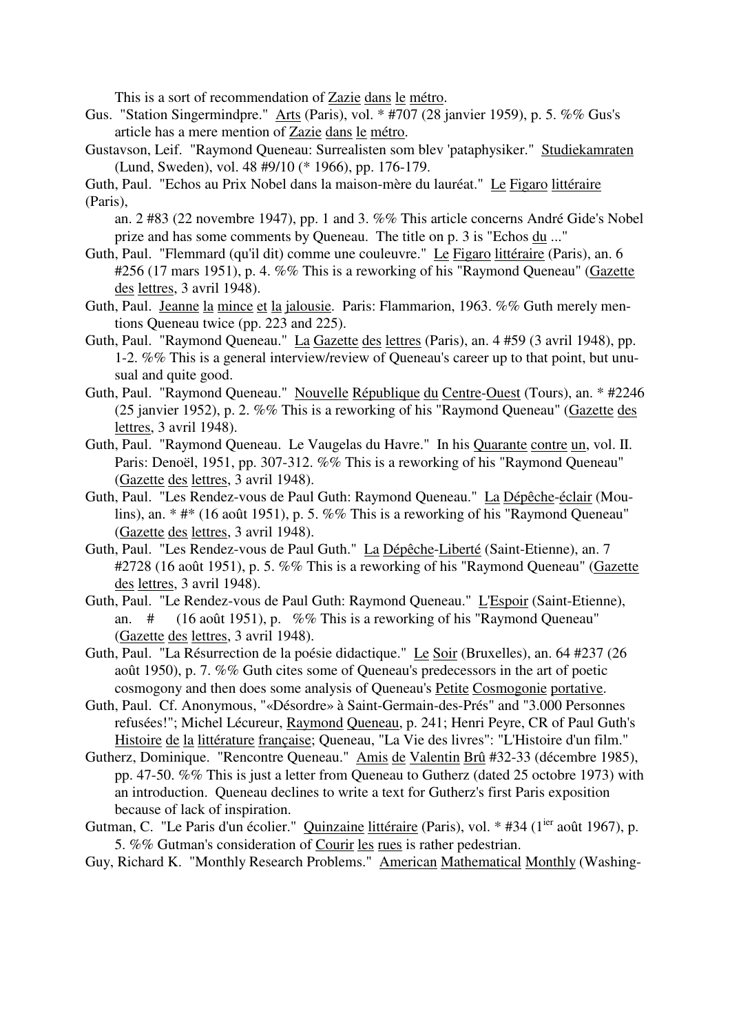This is a sort of recommendation of Zazie dans le métro.

Gus. "Station Singermindpre." Arts (Paris), vol. * #707 (28 janvier 1959), p. 5. %% Gus's article has a mere mention of Zazie dans le métro.

Gustavson, Leif. "Raymond Queneau: Surrealisten som blev 'pataphysiker." Studiekamraten (Lund, Sweden), vol. 48 #9/10 (* 1966), pp. 176-179.

Guth, Paul. "Echos au Prix Nobel dans la maison-mère du lauréat." Le Figaro littéraire (Paris), an. 2 #83 (22 novembre 1947), pp. 1 and 3. %% This article concerns André Gide's Nobel prize and has some comments by Queneau. The title on p. 3 is "Echos du ..."

Guth, Paul. "Flemmard (qu'il dit) comme une couleuvre." Le Figaro littéraire (Paris), an. 6 #256 (17 mars 1951), p. 4. %% This is a reworking of his "Raymond Queneau" (Gazette des lettres, 3 avril 1948).

Guth, Paul. Jeanne la mince et la jalousie. Paris: Flammarion, 1963. %% Guth merely mentions Queneau twice (pp. 223 and 225).

Guth, Paul. "Raymond Queneau." La Gazette des lettres (Paris), an. 4 #59 (3 avril 1948), pp. 1-2. %% This is a general interview/review of Queneau's career up to that point, but unusual and quite good.

Guth, Paul. "Raymond Queneau." Nouvelle République du Centre-Ouest (Tours), an. * #2246 (25 janvier 1952), p. 2. %% This is a reworking of his "Raymond Queneau" (Gazette des lettres, 3 avril 1948).

Guth, Paul. "Raymond Queneau. Le Vaugelas du Havre." In his Quarante contre un, vol. II. Paris: Denoël, 1951, pp. 307-312. %% This is a reworking of his "Raymond Queneau" (Gazette des lettres, 3 avril 1948).

Guth, Paul. "Les Rendez-vous de Paul Guth: Raymond Queneau." La Dépêche-éclair (Moulins), an. * #* (16 août 1951), p. 5. %% This is a reworking of his "Raymond Queneau" (Gazette des lettres, 3 avril 1948).

Guth, Paul. "Les Rendez-vous de Paul Guth." La Dépêche-Liberté (Saint-Etienne), an. 7 #2728 (16 août 1951), p. 5. %% This is a reworking of his "Raymond Queneau" (Gazette des lettres, 3 avril 1948).

Guth, Paul. "Le Rendez-vous de Paul Guth: Raymond Queneau." L'Espoir (Saint-Etienne), an. # (16 août 1951), p. %% This is a reworking of his "Raymond Queneau" (Gazette des lettres, 3 avril 1948).

Guth, Paul. "La Résurrection de la poésie didactique." Le Soir (Bruxelles), an. 64 #237 (26 août 1950), p. 7. %% Guth cites some of Queneau's predecessors in the art of poetic cosmogony and then does some analysis of Queneau's Petite Cosmogonie portative.

Guth, Paul. Cf. Anonymous, "«Désordre» à Saint-Germain-des-Prés" and "3.000 Personnes refusées!"; Michel Lécureur, Raymond Queneau, p. 241; Henri Peyre, CR of Paul Guth's Histoire de la littérature française; Queneau, "La Vie des livres": "L'Histoire d'un film."

Gutherz, Dominique. "Rencontre Queneau." Amis de Valentin Brû #32-33 (décembre 1985), pp. 47-50. %% This is just a letter from Queneau to Gutherz (dated 25 octobre 1973) with an introduction. Queneau declines to write a text for Gutherz's first Paris exposition because of lack of inspiration.

Gutman, C. "Le Paris d'un écolier." Quinzaine littéraire (Paris), vol. * #34 (1ier août 1967), p. 5. %% Gutman's consideration of Courir les rues is rather pedestrian.

Guy, Richard K. "Monthly Research Problems." American Mathematical Monthly (Washing-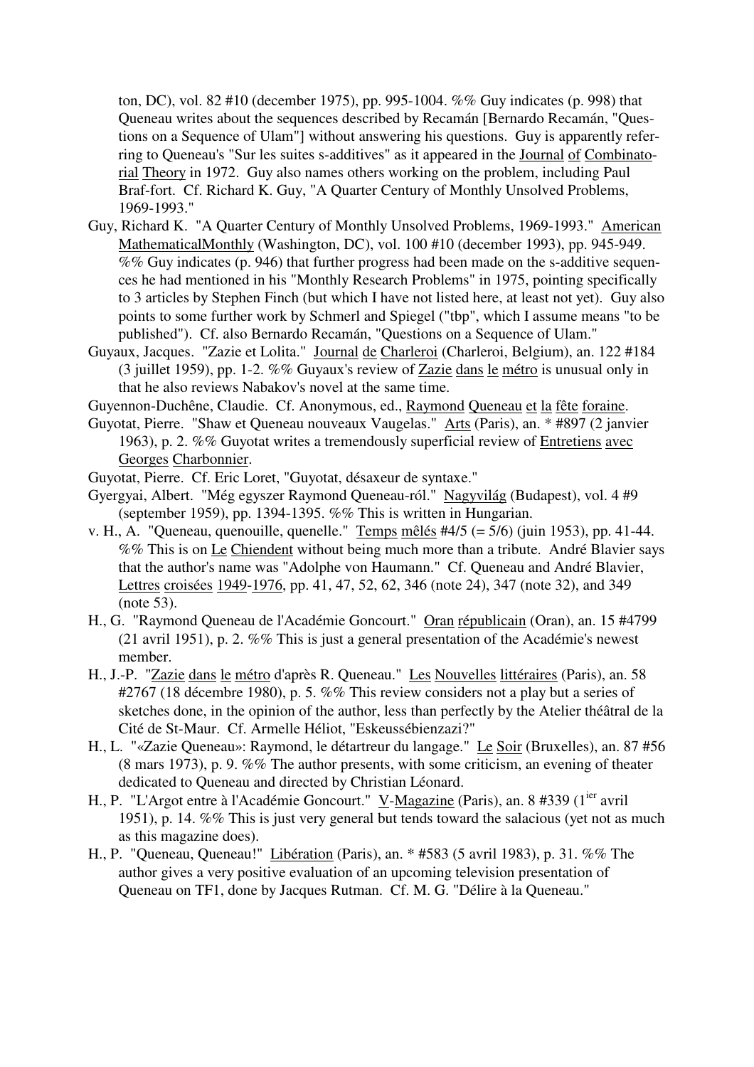ton, DC), vol. 82 #10 (december 1975), pp. 995-1004. %% Guy indicates (p. 998) that Queneau writes about the sequences described by Recamán [Bernardo Recamán, "Questions on a Sequence of Ulam"] without answering his questions. Guy is apparently referring to Queneau's "Sur les suites s-additives" as it appeared in the Journal of Combinatorial Theory in 1972. Guy also names others working on the problem, including Paul Braf-fort. Cf. Richard K. Guy, "A Quarter Century of Monthly Unsolved Problems, 1969-1993."

Guy, Richard K. "A Quarter Century of Monthly Unsolved Problems, 1969-1993." American MathematicalMonthly (Washington, DC), vol. 100 #10 (december 1993), pp. 945-949. %% Guy indicates (p. 946) that further progress had been made on the s-additive sequences he had mentioned in his "Monthly Research Problems" in 1975, pointing specifically to 3 articles by Stephen Finch (but which I have not listed here, at least not yet). Guy also points to some further work by Schmerl and Spiegel ("tbp", which I assume means "to be published"). Cf. also Bernardo Recamán, "Questions on a Sequence of Ulam."

Guyaux, Jacques. "Zazie et Lolita." Journal de Charleroi (Charleroi, Belgium), an. 122 #184 (3 juillet 1959), pp. 1-2. %% Guyaux's review of Zazie dans le métro is unusual only in that he also reviews Nabakov's novel at the same time.

Guyennon-Duchêne, Claudie. Cf. Anonymous, ed., Raymond Queneau et la fête foraine.

Guyotat, Pierre. "Shaw et Queneau nouveaux Vaugelas." Arts (Paris), an. * #897 (2 janvier 1963), p. 2. %% Guyotat writes a tremendously superficial review of Entretiens avec Georges Charbonnier.

Guyotat, Pierre. Cf. Eric Loret, "Guyotat, désaxeur de syntaxe."

Gyergyai, Albert. "Még egyszer Raymond Queneau-ról." Nagyvilág (Budapest), vol. 4 #9 (september 1959), pp. 1394-1395. %% This is written in Hungarian.

v. H., A. "Queneau, quenouille, quenelle." Temps mêlés #4/5 (= 5/6) (juin 1953), pp. 41-44. %% This is on Le Chiendent without being much more than a tribute. André Blavier says that the author's name was "Adolphe von Haumann." Cf. Queneau and André Blavier, Lettres croisées 1949-1976, pp. 41, 47, 52, 62, 346 (note 24), 347 (note 32), and 349 (note 53).

H., G. "Raymond Queneau de l'Académie Goncourt." Oran républicain (Oran), an. 15 #4799 (21 avril 1951), p. 2. %% This is just a general presentation of the Académie's newest member.

H., J.-P. "Zazie dans le métro d'après R. Queneau." Les Nouvelles littéraires (Paris), an. 58 #2767 (18 décembre 1980), p. 5. %% This review considers not a play but a series of sketches done, in the opinion of the author, less than perfectly by the Atelier théâtral de la Cité de St-Maur. Cf. Armelle Héliot, "Eskeussébienzazi?"

H., L. "«Zazie Queneau»: Raymond, le détartreur du langage." Le Soir (Bruxelles), an. 87 #56 (8 mars 1973), p. 9. %% The author presents, with some criticism, an evening of theater dedicated to Queneau and directed by Christian Léonard.

H., P. "L'Argot entre à l'Académie Goncourt." V-Magazine (Paris), an. 8 #339 (1ier avril 1951), p. 14. %% This is just very general but tends toward the salacious (yet not as much as this magazine does).

H., P. "Queneau, Queneau!" Libération (Paris), an. * #583 (5 avril 1983), p. 31. %% The author gives a very positive evaluation of an upcoming television presentation of Queneau on TF1, done by Jacques Rutman. Cf. M. G. "Délire à la Queneau."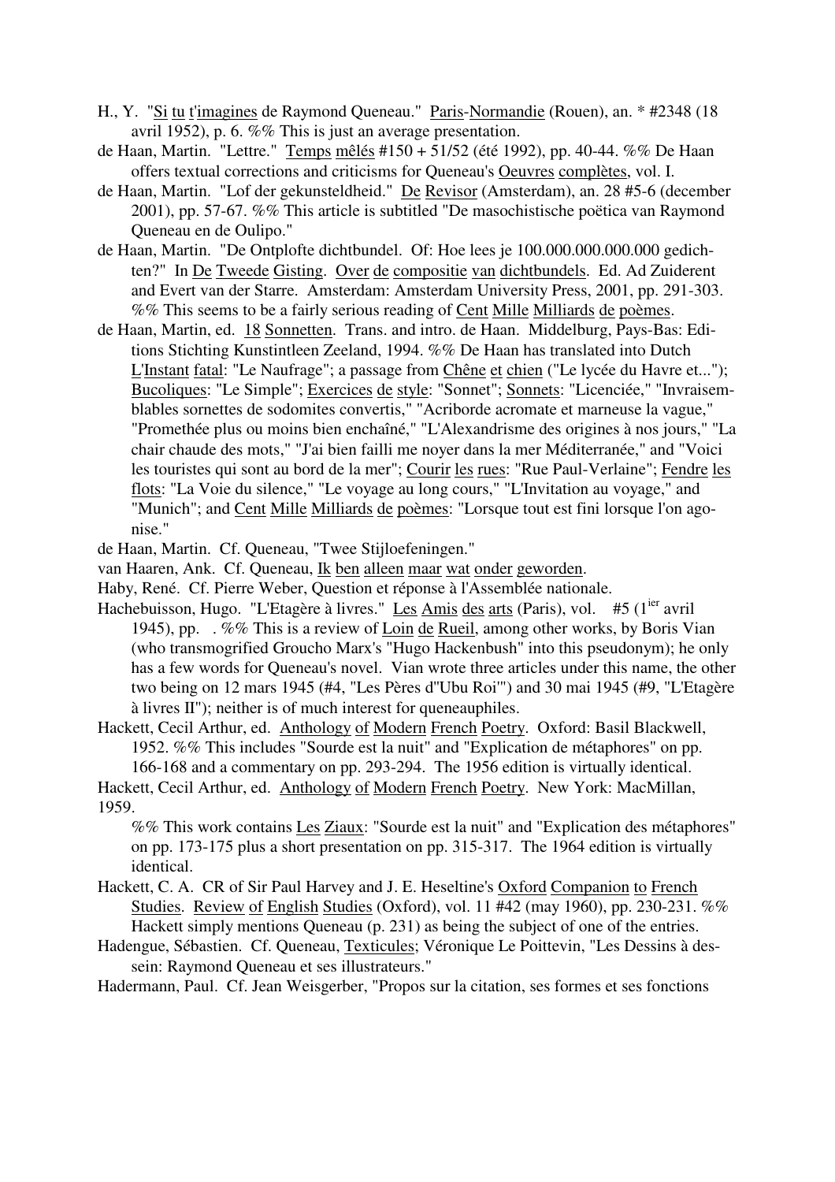H., Y. "Si tu t'imagines de Raymond Queneau." Paris-Normandie (Rouen), an. * #2348 (18 avril 1952), p. 6. %% This is just an average presentation.

de Haan, Martin. "Lettre." Temps mêlés #150 + 51/52 (été 1992), pp. 40-44. %% De Haan offers textual corrections and criticisms for Queneau's Oeuvres complètes, vol. I.

de Haan, Martin. "Lof der gekunsteldheid." De Revisor (Amsterdam), an. 28 #5-6 (december 2001), pp. 57-67. %% This article is subtitled "De masochistische poëtica van Raymond Queneau en de Oulipo."

de Haan, Martin. "De Ontplofte dichtbundel. Of: Hoe lees je 100.000.000.000.000 gedichten?" In De Tweede Gisting. Over de compositie van dichtbundels. Ed. Ad Zuiderent and Evert van der Starre. Amsterdam: Amsterdam University Press, 2001, pp. 291-303. %% This seems to be a fairly serious reading of Cent Mille Milliards de poèmes.

de Haan, Martin, ed. 18 Sonnetten. Trans. and intro. de Haan. Middelburg, Pays-Bas: Editions Stichting Kunstintleen Zeeland, 1994. %% De Haan has translated into Dutch L'Instant fatal: "Le Naufrage"; a passage from Chêne et chien ("Le lycée du Havre et..."); Bucoliques: "Le Simple"; Exercices de style: "Sonnet"; Sonnets: "Licenciée," "Invraisemblables sornettes de sodomites convertis," "Acriborde acromate et marneuse la vague," "Promethée plus ou moins bien enchaîné," "L'Alexandrisme des origines à nos jours," "La chair chaude des mots," "J'ai bien failli me noyer dans la mer Méditerranée," and "Voici les touristes qui sont au bord de la mer"; Courir les rues: "Rue Paul-Verlaine"; Fendre les flots: "La Voie du silence," "Le voyage au long cours," "L'Invitation au voyage," and "Munich"; and Cent Mille Milliards de poèmes: "Lorsque tout est fini lorsque l'on agonise."

de Haan, Martin. Cf. Queneau, "Twee Stijloefeningen."

van Haaren, Ank. Cf. Queneau, Ik ben alleen maar wat onder geworden.

Haby, René. Cf. Pierre Weber, Question et réponse à l'Assemblée nationale.

Hachebuisson, Hugo. "L'Etagère à livres." Les Amis des arts (Paris), vol. #5 (1[ier] avril 1945), pp. . %% This is a review of Loin de Rueil, among other works, by Boris Vian (who transmogrified Groucho Marx's "Hugo Hackenbush" into this pseudonym); he only has a few words for Queneau's novel. Vian wrote three articles under this name, the other two being on 12 mars 1945 (#4, "Les Pères d"Ubu Roi"") and 30 mai 1945 (#9, "L'Etagère à livres II"); neither is of much interest for queneauphiles.

Hackett, Cecil Arthur, ed. Anthology of Modern French Poetry. Oxford: Basil Blackwell, 1952. %% This includes "Sourde est la nuit" and "Explication de métaphores" on pp. 166-168 and a commentary on pp. 293-294. The 1956 edition is virtually identical.

Hackett, Cecil Arthur, ed. Anthology of Modern French Poetry. New York: MacMillan, 1959.
%% This work contains Les Ziaux: "Sourde est la nuit" and "Explication des métaphores" on pp. 173-175 plus a short presentation on pp. 315-317. The 1964 edition is virtually identical.

Hackett, C. A. CR of Sir Paul Harvey and J. E. Heseltine's Oxford Companion to French Studies. Review of English Studies (Oxford), vol. 11 #42 (may 1960), pp. 230-231. %% Hackett simply mentions Queneau (p. 231) as being the subject of one of the entries.

Hadengue, Sébastien. Cf. Queneau, Texticules; Véronique Le Poittevin, "Les Dessins à dessein: Raymond Queneau et ses illustrateurs."

Hadermann, Paul. Cf. Jean Weisgerber, "Propos sur la citation, ses formes et ses fonctions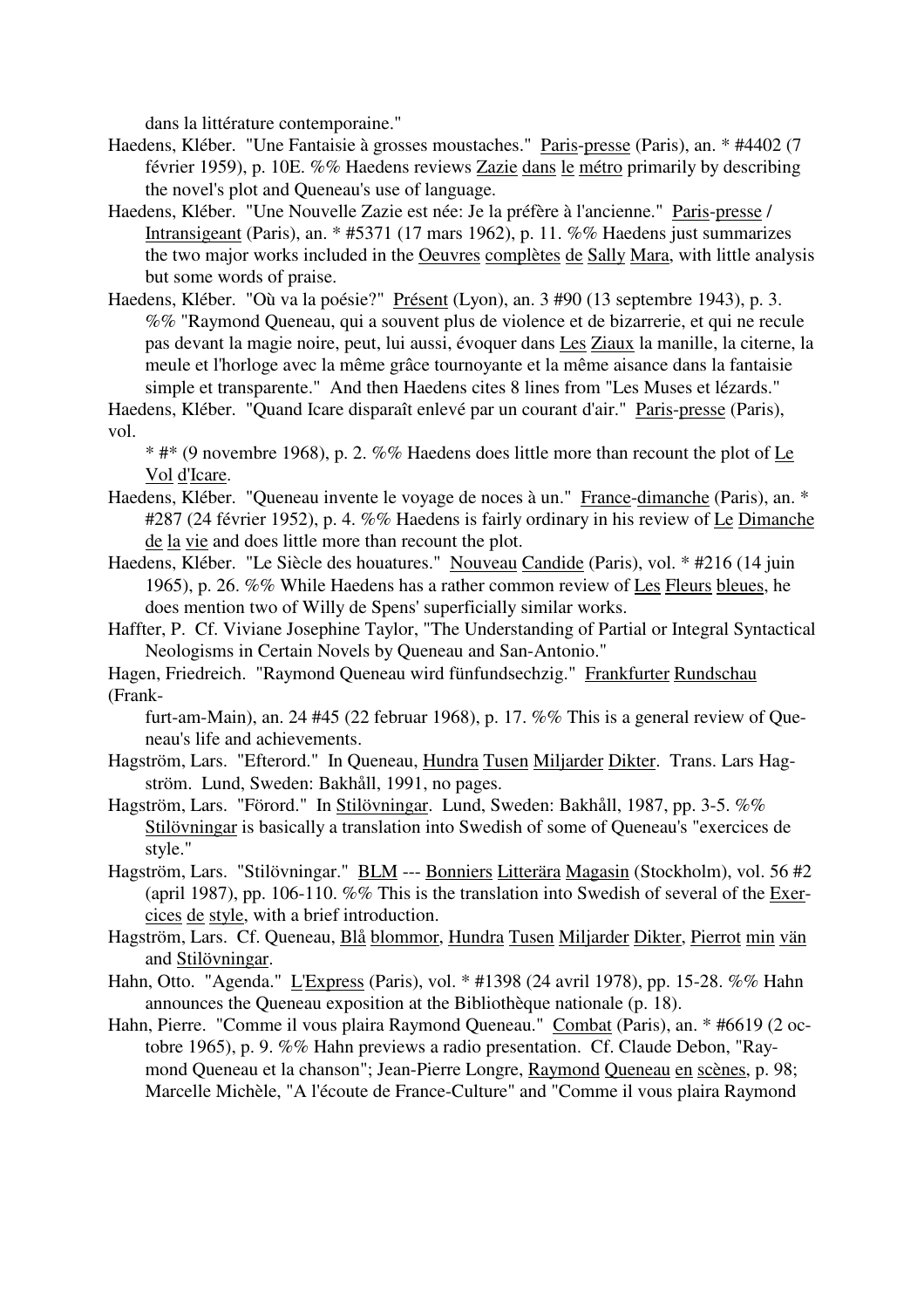dans la littérature contemporaine."

Haedens, Kléber. "Une Fantaisie à grosses moustaches." Paris-presse (Paris), an. * #4402 (7 février 1959), p. 10E. %% Haedens reviews Zazie dans le métro primarily by describing the novel's plot and Queneau's use of language.

Haedens, Kléber. "Une Nouvelle Zazie est née: Je la préfère à l'ancienne." Paris-presse / Intransigeant (Paris), an. * #5371 (17 mars 1962), p. 11. %% Haedens just summarizes the two major works included in the Oeuvres complètes de Sally Mara, with little analysis but some words of praise.

Haedens, Kléber. "Où va la poésie?" Présent (Lyon), an. 3 #90 (13 septembre 1943), p. 3. %% "Raymond Queneau, qui a souvent plus de violence et de bizarrerie, et qui ne recule pas devant la magie noire, peut, lui aussi, évoquer dans Les Ziaux la manille, la citerne, la meule et l'horloge avec la même grâce tournoyante et la même aisance dans la fantaisie simple et transparente." And then Haedens cites 8 lines from "Les Muses et lézards."

Haedens, Kléber. "Quand Icare disparaît enlevé par un courant d'air." Paris-presse (Paris), vol. * #* (9 novembre 1968), p. 2. %% Haedens does little more than recount the plot of Le Vol d'Icare.

Haedens, Kléber. "Queneau invente le voyage de noces à un." France-dimanche (Paris), an. * #287 (24 février 1952), p. 4. %% Haedens is fairly ordinary in his review of Le Dimanche de la vie and does little more than recount the plot.

Haedens, Kléber. "Le Siècle des houatures." Nouveau Candide (Paris), vol. * #216 (14 juin 1965), p. 26. %% While Haedens has a rather common review of Les Fleurs bleues, he does mention two of Willy de Spens' superficially similar works.

Haffter, P. Cf. Viviane Josephine Taylor, "The Understanding of Partial or Integral Syntactical Neologisms in Certain Novels by Queneau and San-Antonio."

Hagen, Friedreich. "Raymond Queneau wird fünfundsechzig." Frankfurter Rundschau (Frankfurt-am-Main), an. 24 #45 (22 februar 1968), p. 17. %% This is a general review of Queneau's life and achievements.

Hagström, Lars. "Efterord." In Queneau, Hundra Tusen Miljarder Dikter. Trans. Lars Hagström. Lund, Sweden: Bakhåll, 1991, no pages.

Hagström, Lars. "Förord." In Stilövningar. Lund, Sweden: Bakhåll, 1987, pp. 3-5. %% Stilövningar is basically a translation into Swedish of some of Queneau's "exercices de style."

Hagström, Lars. "Stilövningar." BLM --- Bonniers Litterära Magasin (Stockholm), vol. 56 #2 (april 1987), pp. 106-110. %% This is the translation into Swedish of several of the Exercices de style, with a brief introduction.

Hagström, Lars. Cf. Queneau, Blå blommor, Hundra Tusen Miljarder Dikter, Pierrot min vän and Stilövningar.

Hahn, Otto. "Agenda." L'Express (Paris), vol. * #1398 (24 avril 1978), pp. 15-28. %% Hahn announces the Queneau exposition at the Bibliothèque nationale (p. 18).

Hahn, Pierre. "Comme il vous plaira Raymond Queneau." Combat (Paris), an. * #6619 (2 octobre 1965), p. 9. %% Hahn previews a radio presentation. Cf. Claude Debon, "Raymond Queneau et la chanson"; Jean-Pierre Longre, Raymond Queneau en scènes, p. 98; Marcelle Michèle, "A l'écoute de France-Culture" and "Comme il vous plaira Raymond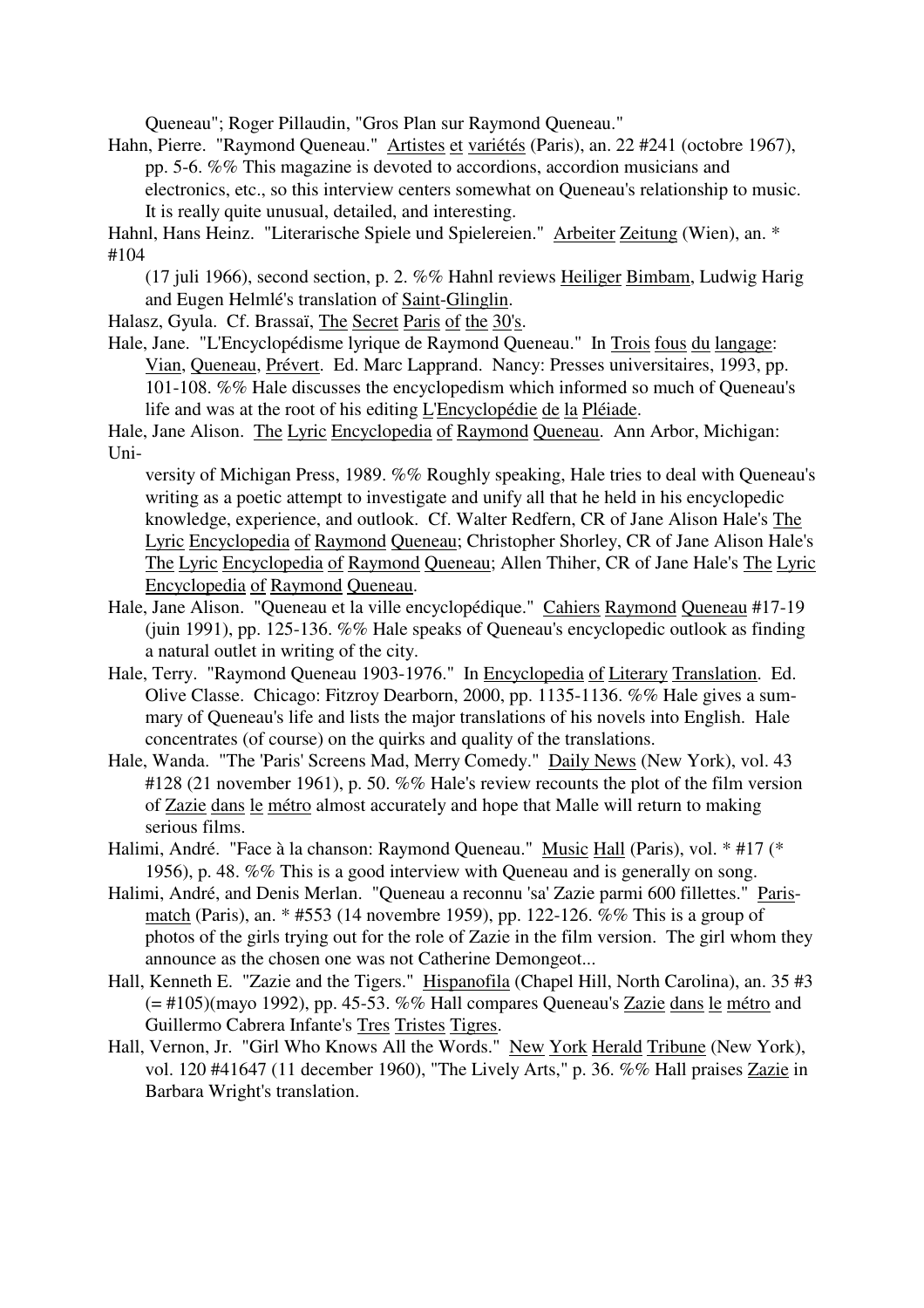Queneau"; Roger Pillaudin, "Gros Plan sur Raymond Queneau."

Hahn, Pierre. "Raymond Queneau." Artistes et variétés (Paris), an. 22 #241 (octobre 1967), pp. 5-6. %% This magazine is devoted to accordions, accordion musicians and electronics, etc., so this interview centers somewhat on Queneau's relationship to music. It is really quite unusual, detailed, and interesting.

Hahnl, Hans Heinz. "Literarische Spiele und Spielereien." Arbeiter Zeitung (Wien), an. * #104 (17 juli 1966), second section, p. 2. %% Hahnl reviews Heiliger Bimbam, Ludwig Harig and Eugen Helmlé's translation of Saint-Glinglin.

Halasz, Gyula. Cf. Brassaï, The Secret Paris of the 30's.

Hale, Jane. "L'Encyclopédisme lyrique de Raymond Queneau." In Trois fous du langage: Vian, Queneau, Prévert. Ed. Marc Lapprand. Nancy: Presses universitaires, 1993, pp. 101-108. %% Hale discusses the encyclopedism which informed so much of Queneau's life and was at the root of his editing L'Encyclopédie de la Pléiade.

Hale, Jane Alison. The Lyric Encyclopedia of Raymond Queneau. Ann Arbor, Michigan: University of Michigan Press, 1989. %% Roughly speaking, Hale tries to deal with Queneau's writing as a poetic attempt to investigate and unify all that he held in his encyclopedic knowledge, experience, and outlook. Cf. Walter Redfern, CR of Jane Alison Hale's The Lyric Encyclopedia of Raymond Queneau; Christopher Shorley, CR of Jane Alison Hale's The Lyric Encyclopedia of Raymond Queneau; Allen Thiher, CR of Jane Hale's The Lyric Encyclopedia of Raymond Queneau.

Hale, Jane Alison. "Queneau et la ville encyclopédique." Cahiers Raymond Queneau #17-19 (juin 1991), pp. 125-136. %% Hale speaks of Queneau's encyclopedic outlook as finding a natural outlet in writing of the city.

Hale, Terry. "Raymond Queneau 1903-1976." In Encyclopedia of Literary Translation. Ed. Olive Classe. Chicago: Fitzroy Dearborn, 2000, pp. 1135-1136. %% Hale gives a summary of Queneau's life and lists the major translations of his novels into English. Hale concentrates (of course) on the quirks and quality of the translations.

Hale, Wanda. "The 'Paris' Screens Mad, Merry Comedy." Daily News (New York), vol. 43 #128 (21 november 1961), p. 50. %% Hale's review recounts the plot of the film version of Zazie dans le métro almost accurately and hope that Malle will return to making serious films.

Halimi, André. "Face à la chanson: Raymond Queneau." Music Hall (Paris), vol. * #17 (* 1956), p. 48. %% This is a good interview with Queneau and is generally on song.

Halimi, André, and Denis Merlan. "Queneau a reconnu 'sa' Zazie parmi 600 fillettes." Paris-match (Paris), an. * #553 (14 novembre 1959), pp. 122-126. %% This is a group of photos of the girls trying out for the role of Zazie in the film version. The girl whom they announce as the chosen one was not Catherine Demongeot...

Hall, Kenneth E. "Zazie and the Tigers." Hispanofila (Chapel Hill, North Carolina), an. 35 #3 (= #105)(mayo 1992), pp. 45-53. %% Hall compares Queneau's Zazie dans le métro and Guillermo Cabrera Infante's Tres Tristes Tigres.

Hall, Vernon, Jr. "Girl Who Knows All the Words." New York Herald Tribune (New York), vol. 120 #41647 (11 december 1960), "The Lively Arts," p. 36. %% Hall praises Zazie in Barbara Wright's translation.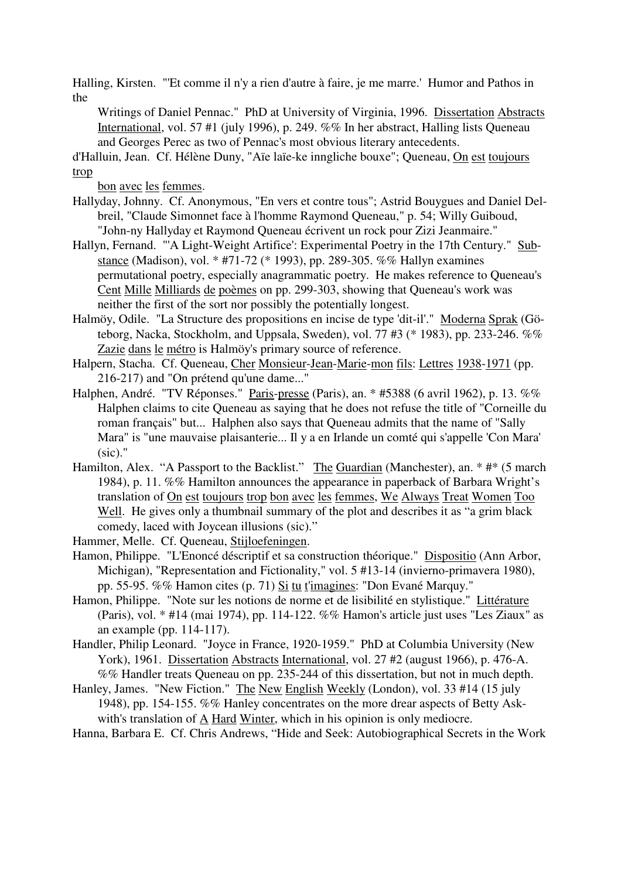Halling, Kirsten. "'Et comme il n'y a rien d'autre à faire, je me marre.' Humor and Pathos in the Writings of Daniel Pennac." PhD at University of Virginia, 1996. Dissertation Abstracts International, vol. 57 #1 (july 1996), p. 249. %% In her abstract, Halling lists Queneau and Georges Perec as two of Pennac's most obvious literary antecedents.

d'Halluin, Jean. Cf. Hélène Duny, "Aïe laïe-ke inngliche bouxe"; Queneau, On est toujours trop bon avec les femmes.

Hallyday, Johnny. Cf. Anonymous, "En vers et contre tous"; Astrid Bouygues and Daniel Delbreil, "Claude Simonnet face à l'homme Raymond Queneau," p. 54; Willy Guiboud, "John-ny Hallyday et Raymond Queneau écrivent un rock pour Zizi Jeanmaire."

Hallyn, Fernand. "'A Light-Weight Artifice': Experimental Poetry in the 17th Century." Sub-stance (Madison), vol. * #71-72 (* 1993), pp. 289-305. %% Hallyn examines permutational poetry, especially anagrammatic poetry. He makes reference to Queneau's Cent Mille Milliards de poèmes on pp. 299-303, showing that Queneau's work was neither the first of the sort nor possibly the potentially longest.

Halmöy, Odile. "La Structure des propositions en incise de type 'dit-il'." Moderna Sprak (Göteborg, Nacka, Stockholm, and Uppsala, Sweden), vol. 77 #3 (* 1983), pp. 233-246. %% Zazie dans le métro is Halmöy's primary source of reference.

Halpern, Stacha. Cf. Queneau, Cher Monsieur-Jean-Marie-mon fils: Lettres 1938-1971 (pp. 216-217) and "On prétend qu'une dame..."

Halphen, André. "TV Réponses." Paris-presse (Paris), an. * #5388 (6 avril 1962), p. 13. %% Halphen claims to cite Queneau as saying that he does not refuse the title of "Corneille du roman français" but... Halphen also says that Queneau admits that the name of "Sally Mara" is "une mauvaise plaisanterie... Il y a en Irlande un comté qui s'appelle 'Con Mara' (sic)."

Hamilton, Alex. "A Passport to the Backlist." The Guardian (Manchester), an. * #* (5 march 1984), p. 11. %% Hamilton announces the appearance in paperback of Barbara Wright's translation of On est toujours trop bon avec les femmes, We Always Treat Women Too Well. He gives only a thumbnail summary of the plot and describes it as "a grim black comedy, laced with Joycean illusions (sic)."

Hammer, Melle. Cf. Queneau, Stijloefeningen.

Hamon, Philippe. "L'Enoncé déscriptif et sa construction théorique." Dispositio (Ann Arbor, Michigan), "Representation and Fictionality," vol. 5 #13-14 (invierno-primavera 1980), pp. 55-95. %% Hamon cites (p. 71) Si tu t'imagines: "Don Evané Marquy."

Hamon, Philippe. "Note sur les notions de norme et de lisibilité en stylistique." Littérature (Paris), vol. * #14 (mai 1974), pp. 114-122. %% Hamon's article just uses "Les Ziaux" as an example (pp. 114-117).

Handler, Philip Leonard. "Joyce in France, 1920-1959." PhD at Columbia University (New York), 1961. Dissertation Abstracts International, vol. 27 #2 (august 1966), p. 476-A. %% Handler treats Queneau on pp. 235-244 of this dissertation, but not in much depth.

Hanley, James. "New Fiction." The New English Weekly (London), vol. 33 #14 (15 july 1948), pp. 154-155. %% Hanley concentrates on the more drear aspects of Betty Askwith's translation of A Hard Winter, which in his opinion is only mediocre.

Hanna, Barbara E. Cf. Chris Andrews, "Hide and Seek: Autobiographical Secrets in the Work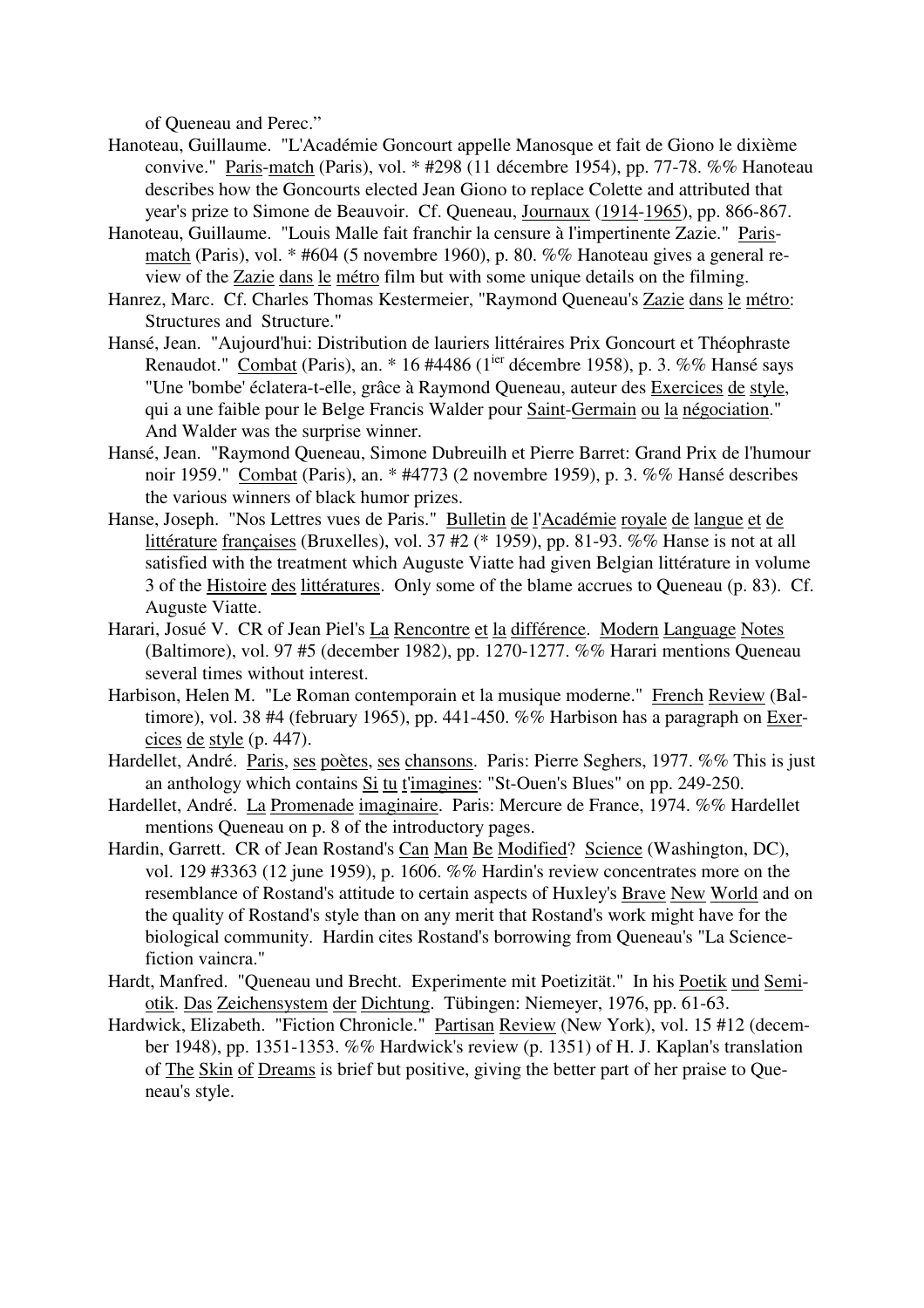of Queneau and Perec."

Hanoteau, Guillaume. "L'Académie Goncourt appelle Manosque et fait de Giono le dixième convive." Paris-match (Paris), vol. * #298 (11 décembre 1954), pp. 77-78. %% Hanoteau describes how the Goncourts elected Jean Giono to replace Colette and attributed that year's prize to Simone de Beauvoir. Cf. Queneau, Journaux (1914-1965), pp. 866-867.

Hanoteau, Guillaume. "Louis Malle fait franchir la censure à l'impertinente Zazie." Paris-match (Paris), vol. * #604 (5 novembre 1960), p. 80. %% Hanoteau gives a general review of the Zazie dans le métro film but with some unique details on the filming.

Hanrez, Marc. Cf. Charles Thomas Kestermeier, "Raymond Queneau's Zazie dans le métro: Structures and Structure."

Hansé, Jean. "Aujourd'hui: Distribution de lauriers littéraires Prix Goncourt et Théophraste Renaudot." Combat (Paris), an. * 16 #4486 (1ier décembre 1958), p. 3. %% Hansé says "Une 'bombe' éclatera-t-elle, grâce à Raymond Queneau, auteur des Exercices de style, qui a une faible pour le Belge Francis Walder pour Saint-Germain ou la négociation." And Walder was the surprise winner.

Hansé, Jean. "Raymond Queneau, Simone Dubreuilh et Pierre Barret: Grand Prix de l'humour noir 1959." Combat (Paris), an. * #4773 (2 novembre 1959), p. 3. %% Hansé describes the various winners of black humor prizes.

Hanse, Joseph. "Nos Lettres vues de Paris." Bulletin de l'Académie royale de langue et de littérature françaises (Bruxelles), vol. 37 #2 (* 1959), pp. 81-93. %% Hanse is not at all satisfied with the treatment which Auguste Viatte had given Belgian littérature in volume 3 of the Histoire des littératures. Only some of the blame accrues to Queneau (p. 83). Cf. Auguste Viatte.

Harari, Josué V. CR of Jean Piel's La Rencontre et la différence. Modern Language Notes (Baltimore), vol. 97 #5 (december 1982), pp. 1270-1277. %% Harari mentions Queneau several times without interest.

Harbison, Helen M. "Le Roman contemporain et la musique moderne." French Review (Baltimore), vol. 38 #4 (february 1965), pp. 441-450. %% Harbison has a paragraph on Exercices de style (p. 447).

Hardellet, André. Paris, ses poètes, ses chansons. Paris: Pierre Seghers, 1977. %% This is just an anthology which contains Si tu t'imagines: "St-Ouen's Blues" on pp. 249-250.

Hardellet, André. La Promenade imaginaire. Paris: Mercure de France, 1974. %% Hardellet mentions Queneau on p. 8 of the introductory pages.

Hardin, Garrett. CR of Jean Rostand's Can Man Be Modified? Science (Washington, DC), vol. 129 #3363 (12 june 1959), p. 1606. %% Hardin's review concentrates more on the resemblance of Rostand's attitude to certain aspects of Huxley's Brave New World and on the quality of Rostand's style than on any merit that Rostand's work might have for the biological community. Hardin cites Rostand's borrowing from Queneau's "La Science-fiction vaincra."

Hardt, Manfred. "Queneau und Brecht. Experimente mit Poetizität." In his Poetik und Semiotik. Das Zeichensystem der Dichtung. Tübingen: Niemeyer, 1976, pp. 61-63.

Hardwick, Elizabeth. "Fiction Chronicle." Partisan Review (New York), vol. 15 #12 (december 1948), pp. 1351-1353. %% Hardwick's review (p. 1351) of H. J. Kaplan's translation of The Skin of Dreams is brief but positive, giving the better part of her praise to Queneau's style.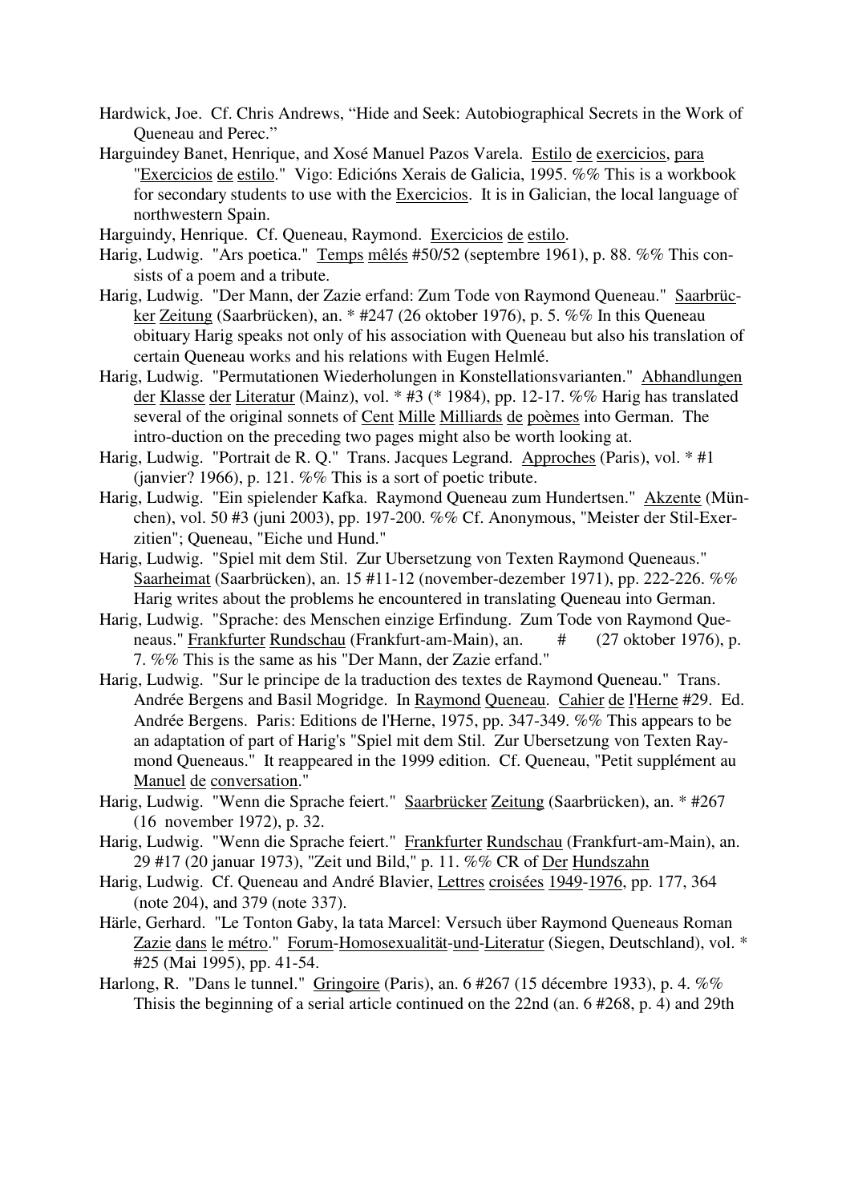Hardwick, Joe. Cf. Chris Andrews, "Hide and Seek: Autobiographical Secrets in the Work of Queneau and Perec."

Harguindey Banet, Henrique, and Xosé Manuel Pazos Varela. Estilo de exercicios, para "Exercicios de estilo." Vigo: Edicións Xerais de Galicia, 1995. %% This is a workbook for secondary students to use with the Exercicios. It is in Galician, the local language of northwestern Spain.

Harguindy, Henrique. Cf. Queneau, Raymond. Exercicios de estilo.

Harig, Ludwig. "Ars poetica." Temps mêlés #50/52 (septembre 1961), p. 88. %% This consists of a poem and a tribute.

Harig, Ludwig. "Der Mann, der Zazie erfand: Zum Tode von Raymond Queneau." Saarbrücker Zeitung (Saarbrücken), an. * #247 (26 oktober 1976), p. 5. %% In this Queneau obituary Harig speaks not only of his association with Queneau but also his translation of certain Queneau works and his relations with Eugen Helmlé.

Harig, Ludwig. "Permutationen Wiederholungen in Konstellationsvarianten." Abhandlungen der Klasse der Literatur (Mainz), vol. * #3 (* 1984), pp. 12-17. %% Harig has translated several of the original sonnets of Cent Mille Milliards de poèmes into German. The intro-duction on the preceding two pages might also be worth looking at.

Harig, Ludwig. "Portrait de R. Q." Trans. Jacques Legrand. Approches (Paris), vol. * #1 (janvier? 1966), p. 121. %% This is a sort of poetic tribute.

Harig, Ludwig. "Ein spielender Kafka. Raymond Queneau zum Hundertsen." Akzente (München), vol. 50 #3 (juni 2003), pp. 197-200. %% Cf. Anonymous, "Meister der Stil-Exerzitien"; Queneau, "Eiche und Hund."

Harig, Ludwig. "Spiel mit dem Stil. Zur Ubersetzung von Texten Raymond Queneaus." Saarheimat (Saarbrücken), an. 15 #11-12 (november-dezember 1971), pp. 222-226. %% Harig writes about the problems he encountered in translating Queneau into German.

Harig, Ludwig. "Sprache: des Menschen einzige Erfindung. Zum Tode von Raymond Queneaus." Frankfurter Rundschau (Frankfurt-am-Main), an. # (27 oktober 1976), p. 7. %% This is the same as his "Der Mann, der Zazie erfand."

Harig, Ludwig. "Sur le principe de la traduction des textes de Raymond Queneau." Trans. Andrée Bergens and Basil Mogridge. In Raymond Queneau. Cahier de l'Herne #29. Ed. Andrée Bergens. Paris: Editions de l'Herne, 1975, pp. 347-349. %% This appears to be an adaptation of part of Harig's "Spiel mit dem Stil. Zur Ubersetzung von Texten Raymond Queneaus." It reappeared in the 1999 edition. Cf. Queneau, "Petit supplément au Manuel de conversation."

Harig, Ludwig. "Wenn die Sprache feiert." Saarbrücker Zeitung (Saarbrücken), an. * #267 (16 november 1972), p. 32.

Harig, Ludwig. "Wenn die Sprache feiert." Frankfurter Rundschau (Frankfurt-am-Main), an. 29 #17 (20 januar 1973), "Zeit und Bild," p. 11. %% CR of Der Hundszahn

Harig, Ludwig. Cf. Queneau and André Blavier, Lettres croisées 1949-1976, pp. 177, 364 (note 204), and 379 (note 337).

Härle, Gerhard. "Le Tonton Gaby, la tata Marcel: Versuch über Raymond Queneaus Roman Zazie dans le métro." Forum-Homosexualität-und-Literatur (Siegen, Deutschland), vol. * #25 (Mai 1995), pp. 41-54.

Harlong, R. "Dans le tunnel." Gringoire (Paris), an. 6 #267 (15 décembre 1933), p. 4. %% Thisis the beginning of a serial article continued on the 22nd (an. 6 #268, p. 4) and 29th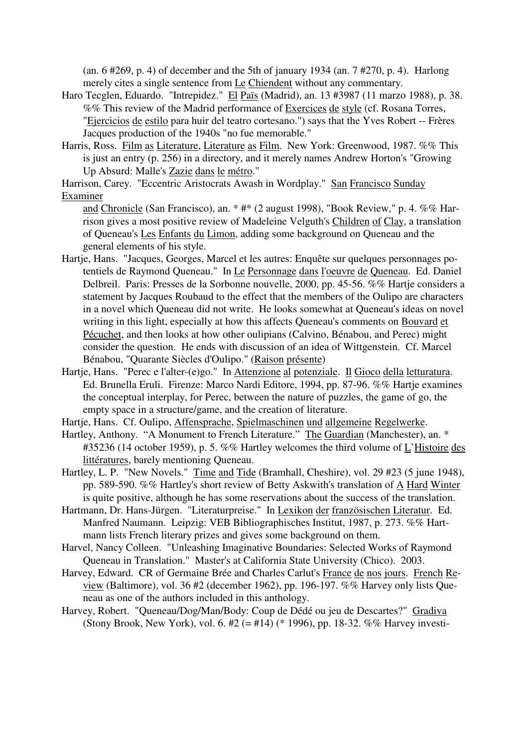(an. 6 #269, p. 4) of december and the 5th of january 1934 (an. 7 #270, p. 4). Harlong merely cites a single sentence from Le Chiendent without any commentary.

Haro Tecglen, Eduardo. "Intrepidez." El Païs (Madrid), an. 13 #3987 (11 marzo 1988), p. 38. %% This review of the Madrid performance of Exercices de style (cf. Rosana Torres, "Ejercicios de estilo para huir del teatro cortesano.") says that the Yves Robert -- Frères Jacques production of the 1940s "no fue memorable."

Harris, Ross. Film as Literature, Literature as Film. New York: Greenwood, 1987. %% This is just an entry (p. 256) in a directory, and it merely names Andrew Horton's "Growing Up Absurd: Malle's Zazie dans le métro."

Harrison, Carey. "Eccentric Aristocrats Awash in Wordplay." San Francisco Sunday Examiner and Chronicle (San Francisco), an. * #* (2 august 1998), "Book Review," p. 4. %% Harrison gives a most positive review of Madeleine Velguth's Children of Clay, a translation of Queneau's Les Enfants du Limon, adding some background on Queneau and the general elements of his style.

Hartje, Hans. "Jacques, Georges, Marcel et les autres: Enquête sur quelques personnages potentiels de Raymond Queneau." In Le Personnage dans l'oeuvre de Queneau. Ed. Daniel Delbreil. Paris: Presses de la Sorbonne nouvelle, 2000, pp. 45-56. %% Hartje considers a statement by Jacques Roubaud to the effect that the members of the Oulipo are characters in a novel which Queneau did not write. He looks somewhat at Queneau's ideas on novel writing in this light, especially at how this affects Queneau's comments on Bouvard et Pécuchet, and then looks at how other oulipians (Calvino, Bénabou, and Perec) might consider the question. He ends with discussion of an idea of Wittgenstein. Cf. Marcel Bénabou, "Quarante Siècles d'Oulipo." (Raison présente)

Hartje, Hans. "Perec e l'alter-(e)go." In Attenzione al potenziale. Il Gioco della letturatura. Ed. Brunella Eruli. Firenze: Marco Nardi Editore, 1994, pp. 87-96. %% Hartje examines the conceptual interplay, for Perec, between the nature of puzzles, the game of go, the empty space in a structure/game, and the creation of literature.

Hartje, Hans. Cf. Oulipo, Affensprache, Spielmaschinen und allgemeine Regelwerke.

Hartley, Anthony. "A Monument to French Literature." The Guardian (Manchester), an. * #35236 (14 october 1959), p. 5. %% Hartley welcomes the third volume of L'Histoire des littératures, barely mentioning Queneau.

Hartley, L. P. "New Novels." Time and Tide (Bramhall, Cheshire), vol. 29 #23 (5 june 1948), pp. 589-590. %% Hartley's short review of Betty Askwith's translation of A Hard Winter is quite positive, although he has some reservations about the success of the translation.

Hartmann, Dr. Hans-Jürgen. "Literaturpreise." In Lexikon der französischen Literatur. Ed. Manfred Naumann. Leipzig: VEB Bibliographisches Institut, 1987, p. 273. %% Hartmann lists French literary prizes and gives some background on them.

Harvel, Nancy Colleen. "Unleashing Imaginative Boundaries: Selected Works of Raymond Queneau in Translation." Master's at California State University (Chico). 2003.

Harvey, Edward. CR of Germaine Brée and Charles Carlut's France de nos jours. French Review (Baltimore), vol. 36 #2 (december 1962), pp. 196-197. %% Harvey only lists Queneau as one of the authors included in this anthology.

Harvey, Robert. "Queneau/Dog/Man/Body: Coup de Dédé ou jeu de Descartes?" Gradiva (Stony Brook, New York), vol. 6. #2 (= #14) (* 1996), pp. 18-32. %% Harvey investi-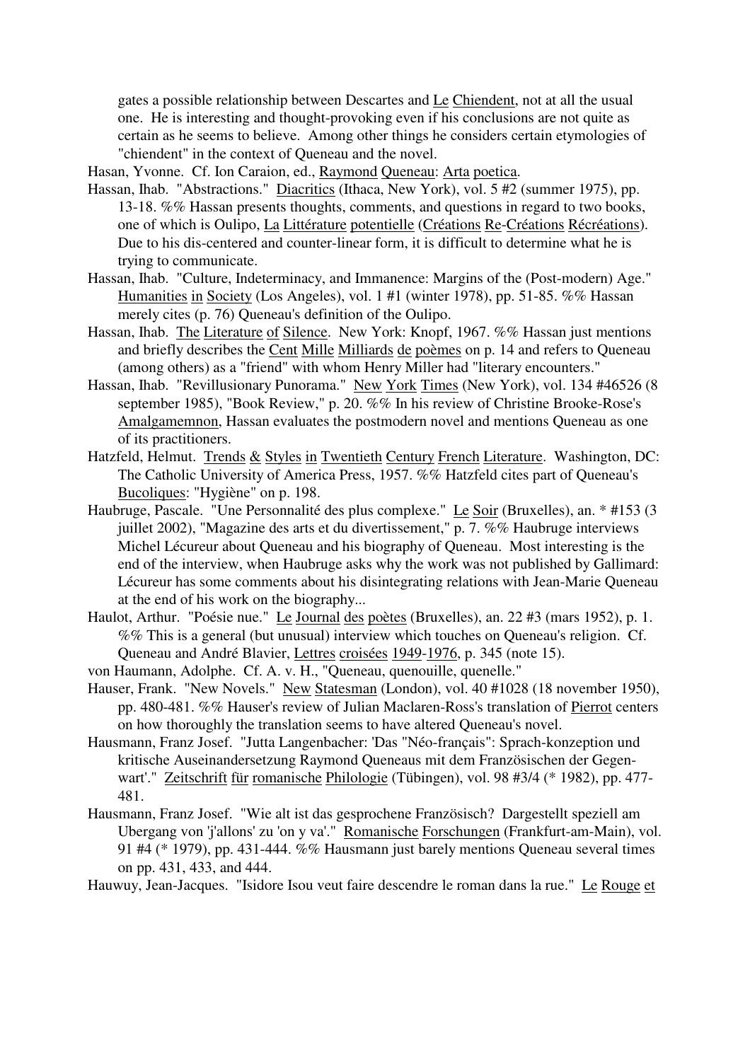gates a possible relationship between Descartes and Le Chiendent, not at all the usual one. He is interesting and thought-provoking even if his conclusions are not quite as certain as he seems to believe. Among other things he considers certain etymologies of "chiendent" in the context of Queneau and the novel.

Hasan, Yvonne. Cf. Ion Caraion, ed., Raymond Queneau: Arta poetica.

Hassan, Ihab. "Abstractions." Diacritics (Ithaca, New York), vol. 5 #2 (summer 1975), pp. 13-18. %% Hassan presents thoughts, comments, and questions in regard to two books, one of which is Oulipo, La Littérature potentielle (Créations Re-Créations Récréations). Due to his dis-centered and counter-linear form, it is difficult to determine what he is trying to communicate.

Hassan, Ihab. "Culture, Indeterminacy, and Immanence: Margins of the (Post-modern) Age." Humanities in Society (Los Angeles), vol. 1 #1 (winter 1978), pp. 51-85. %% Hassan merely cites (p. 76) Queneau's definition of the Oulipo.

Hassan, Ihab. The Literature of Silence. New York: Knopf, 1967. %% Hassan just mentions and briefly describes the Cent Mille Milliards de poèmes on p. 14 and refers to Queneau (among others) as a "friend" with whom Henry Miller had "literary encounters."

Hassan, Ihab. "Revillusionary Punorama." New York Times (New York), vol. 134 #46526 (8 september 1985), "Book Review," p. 20. %% In his review of Christine Brooke-Rose's Amalgamemnon, Hassan evaluates the postmodern novel and mentions Queneau as one of its practitioners.

Hatzfeld, Helmut. Trends & Styles in Twentieth Century French Literature. Washington, DC: The Catholic University of America Press, 1957. %% Hatzfeld cites part of Queneau's Bucoliques: "Hygiène" on p. 198.

Haubruge, Pascale. "Une Personnalité des plus complexe." Le Soir (Bruxelles), an. * #153 (3 juillet 2002), "Magazine des arts et du divertissement," p. 7. %% Haubruge interviews Michel Lécureur about Queneau and his biography of Queneau. Most interesting is the end of the interview, when Haubruge asks why the work was not published by Gallimard: Lécureur has some comments about his disintegrating relations with Jean-Marie Queneau at the end of his work on the biography...

Haulot, Arthur. "Poésie nue." Le Journal des poètes (Bruxelles), an. 22 #3 (mars 1952), p. 1. %% This is a general (but unusual) interview which touches on Queneau's religion. Cf. Queneau and André Blavier, Lettres croisées 1949-1976, p. 345 (note 15).

von Haumann, Adolphe. Cf. A. v. H., "Queneau, quenouille, quenelle."

Hauser, Frank. "New Novels." New Statesman (London), vol. 40 #1028 (18 november 1950), pp. 480-481. %% Hauser's review of Julian Maclaren-Ross's translation of Pierrot centers on how thoroughly the translation seems to have altered Queneau's novel.

Hausmann, Franz Josef. "Jutta Langenbacher: 'Das "Néo-français": Sprach-konzeption und kritische Auseinandersetzung Raymond Queneaus mit dem Französischen der Gegenwart'." Zeitschrift für romanische Philologie (Tübingen), vol. 98 #3/4 (* 1982), pp. 477-481.

Hausmann, Franz Josef. "Wie alt ist das gesprochene Französisch? Dargestellt speziell am Ubergang von 'j'allons' zu 'on y va'." Romanische Forschungen (Frankfurt-am-Main), vol. 91 #4 (* 1979), pp. 431-444. %% Hausmann just barely mentions Queneau several times on pp. 431, 433, and 444.

Hauwuy, Jean-Jacques. "Isidore Isou veut faire descendre le roman dans la rue." Le Rouge et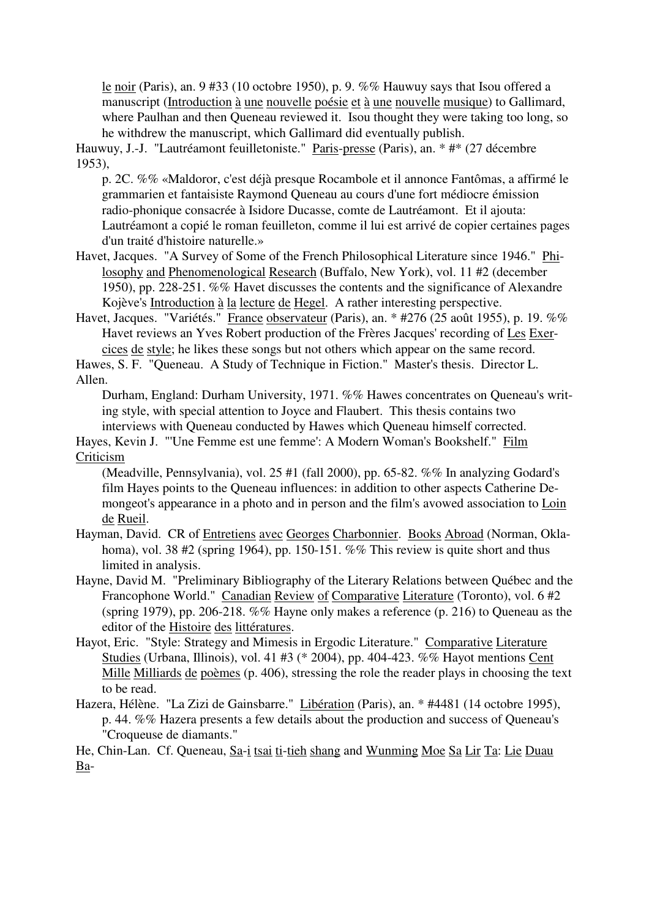le noir (Paris), an. 9 #33 (10 octobre 1950), p. 9. %% Hauwuy says that Isou offered a manuscript (Introduction à une nouvelle poésie et à une nouvelle musique) to Gallimard, where Paulhan and then Queneau reviewed it. Isou thought they were taking too long, so he withdrew the manuscript, which Gallimard did eventually publish.

Hauwuy, J.-J. "Lautréamont feuilletoniste." Paris-presse (Paris), an. * #* (27 décembre 1953), p. 2C. %% «Maldoror, c'est déjà presque Rocambole et il annonce Fantômas, a affirmé le grammarien et fantaisiste Raymond Queneau au cours d'une fort médiocre émission radio-phonique consacrée à Isidore Ducasse, comte de Lautréamont. Et il ajouta: Lautréamont a copié le roman feuilleton, comme il lui est arrivé de copier certaines pages d'un traité d'histoire naturelle.»

Havet, Jacques. "A Survey of Some of the French Philosophical Literature since 1946." Philosophy and Phenomenological Research (Buffalo, New York), vol. 11 #2 (december 1950), pp. 228-251. %% Havet discusses the contents and the significance of Alexandre Kojève's Introduction à la lecture de Hegel. A rather interesting perspective.

Havet, Jacques. "Variétés." France observateur (Paris), an. * #276 (25 août 1955), p. 19. %% Havet reviews an Yves Robert production of the Frères Jacques' recording of Les Exercices de style; he likes these songs but not others which appear on the same record.

Hawes, S. F. "Queneau. A Study of Technique in Fiction." Master's thesis. Director L. Allen. Durham, England: Durham University, 1971. %% Hawes concentrates on Queneau's writing style, with special attention to Joyce and Flaubert. This thesis contains two interviews with Queneau conducted by Hawes which Queneau himself corrected.

Hayes, Kevin J. "'Une Femme est une femme': A Modern Woman's Bookshelf." Film Criticism (Meadville, Pennsylvania), vol. 25 #1 (fall 2000), pp. 65-82. %% In analyzing Godard's film Hayes points to the Queneau influences: in addition to other aspects Catherine Demongeot's appearance in a photo and in person and the film's avowed association to Loin de Rueil.

Hayman, David. CR of Entretiens avec Georges Charbonnier. Books Abroad (Norman, Oklahoma), vol. 38 #2 (spring 1964), pp. 150-151. %% This review is quite short and thus limited in analysis.

Hayne, David M. "Preliminary Bibliography of the Literary Relations between Québec and the Francophone World." Canadian Review of Comparative Literature (Toronto), vol. 6 #2 (spring 1979), pp. 206-218. %% Hayne only makes a reference (p. 216) to Queneau as the editor of the Histoire des littératures.

Hayot, Eric. "Style: Strategy and Mimesis in Ergodic Literature." Comparative Literature Studies (Urbana, Illinois), vol. 41 #3 (* 2004), pp. 404-423. %% Hayot mentions Cent Mille Milliards de poèmes (p. 406), stressing the role the reader plays in choosing the text to be read.

Hazera, Hélène. "La Zizi de Gainsbarre." Libération (Paris), an. * #4481 (14 octobre 1995), p. 44. %% Hazera presents a few details about the production and success of Queneau's "Croqueuse de diamants."

He, Chin-Lan. Cf. Queneau, Sa-i tsai ti-tieh shang and Wunming Moe Sa Lir Ta: Lie Duau Ba-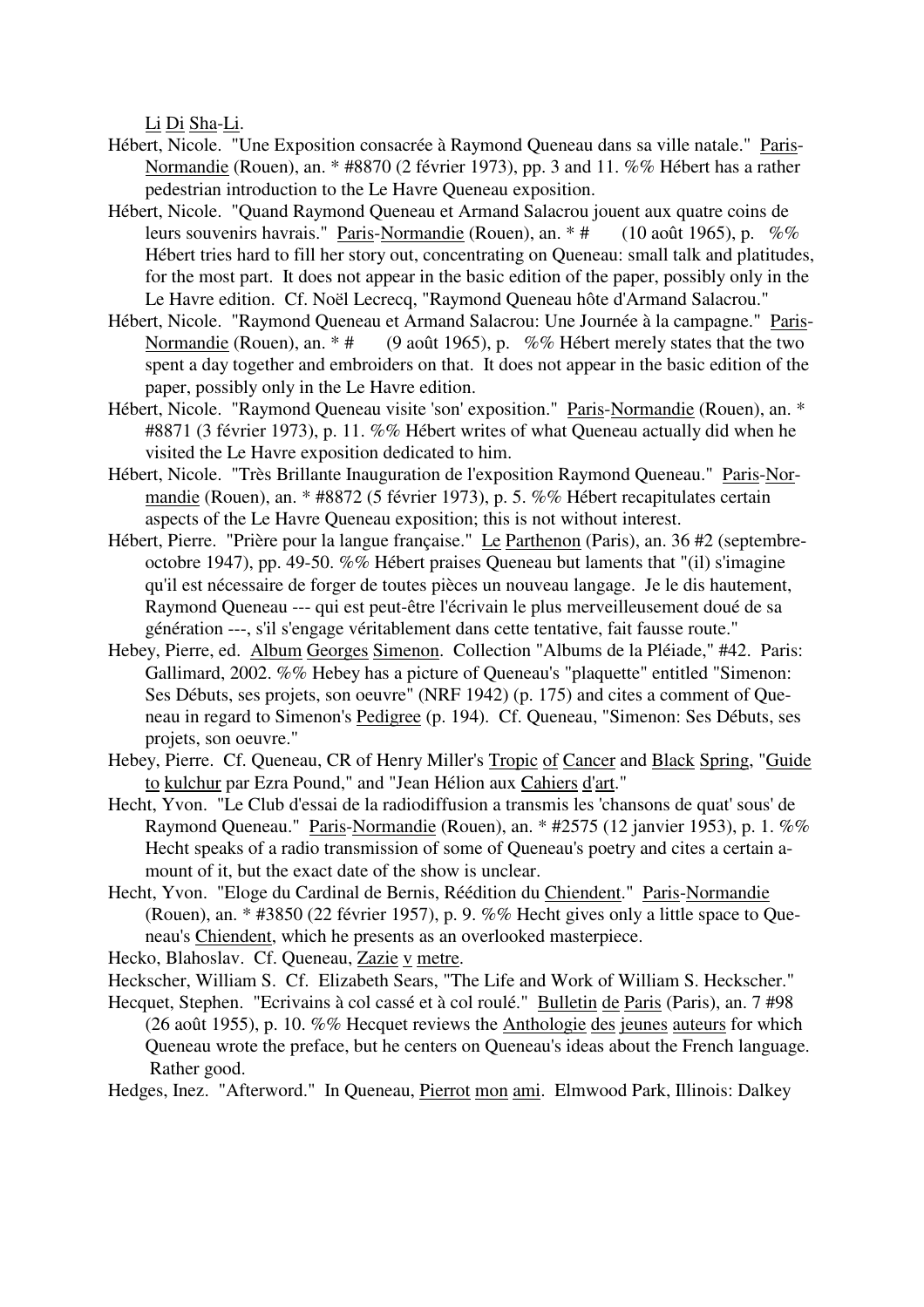Li Di Sha-Li.

Hébert, Nicole. "Une Exposition consacrée à Raymond Queneau dans sa ville natale." Paris-Normandie (Rouen), an. * #8870 (2 février 1973), pp. 3 and 11. %% Hébert has a rather pedestrian introduction to the Le Havre Queneau exposition.

Hébert, Nicole. "Quand Raymond Queneau et Armand Salacrou jouent aux quatre coins de leurs souvenirs havrais." Paris-Normandie (Rouen), an. * # (10 août 1965), p. %% Hébert tries hard to fill her story out, concentrating on Queneau: small talk and platitudes, for the most part. It does not appear in the basic edition of the paper, possibly only in the Le Havre edition. Cf. Noël Lecrecq, "Raymond Queneau hôte d'Armand Salacrou."

Hébert, Nicole. "Raymond Queneau et Armand Salacrou: Une Journée à la campagne." Paris-Normandie (Rouen), an. * # (9 août 1965), p. %% Hébert merely states that the two spent a day together and embroiders on that. It does not appear in the basic edition of the paper, possibly only in the Le Havre edition.

Hébert, Nicole. "Raymond Queneau visite 'son' exposition." Paris-Normandie (Rouen), an. * #8871 (3 février 1973), p. 11. %% Hébert writes of what Queneau actually did when he visited the Le Havre exposition dedicated to him.

Hébert, Nicole. "Très Brillante Inauguration de l'exposition Raymond Queneau." Paris-Normandie (Rouen), an. * #8872 (5 février 1973), p. 5. %% Hébert recapitulates certain aspects of the Le Havre Queneau exposition; this is not without interest.

Hébert, Pierre. "Prière pour la langue française." Le Parthenon (Paris), an. 36 #2 (septembre-octobre 1947), pp. 49-50. %% Hébert praises Queneau but laments that "(il) s'imagine qu'il est nécessaire de forger de toutes pièces un nouveau langage. Je le dis hautement, Raymond Queneau --- qui est peut-être l'écrivain le plus merveilleusement doué de sa génération ---, s'il s'engage véritablement dans cette tentative, fait fausse route."

Hebey, Pierre, ed. Album Georges Simenon. Collection "Albums de la Pléiade," #42. Paris: Gallimard, 2002. %% Hebey has a picture of Queneau's "plaquette" entitled "Simenon: Ses Débuts, ses projets, son oeuvre" (NRF 1942) (p. 175) and cites a comment of Queneau in regard to Simenon's Pedigree (p. 194). Cf. Queneau, "Simenon: Ses Débuts, ses projets, son oeuvre."

Hebey, Pierre. Cf. Queneau, CR of Henry Miller's Tropic of Cancer and Black Spring, "Guide to kulchur par Ezra Pound," and "Jean Hélion aux Cahiers d'art."

Hecht, Yvon. "Le Club d'essai de la radiodiffusion a transmis les 'chansons de quat' sous' de Raymond Queneau." Paris-Normandie (Rouen), an. * #2575 (12 janvier 1953), p. 1. %% Hecht speaks of a radio transmission of some of Queneau's poetry and cites a certain amount of it, but the exact date of the show is unclear.

Hecht, Yvon. "Eloge du Cardinal de Bernis, Réédition du Chiendent." Paris-Normandie (Rouen), an. * #3850 (22 février 1957), p. 9. %% Hecht gives only a little space to Queneau's Chiendent, which he presents as an overlooked masterpiece.

Hecko, Blahoslav. Cf. Queneau, Zazie v metre.

Heckscher, William S. Cf. Elizabeth Sears, "The Life and Work of William S. Heckscher."

Hecquet, Stephen. "Ecrivains à col cassé et à col roulé." Bulletin de Paris (Paris), an. 7 #98 (26 août 1955), p. 10. %% Hecquet reviews the Anthologie des jeunes auteurs for which Queneau wrote the preface, but he centers on Queneau's ideas about the French language. Rather good.

Hedges, Inez. "Afterword." In Queneau, Pierrot mon ami. Elmwood Park, Illinois: Dalkey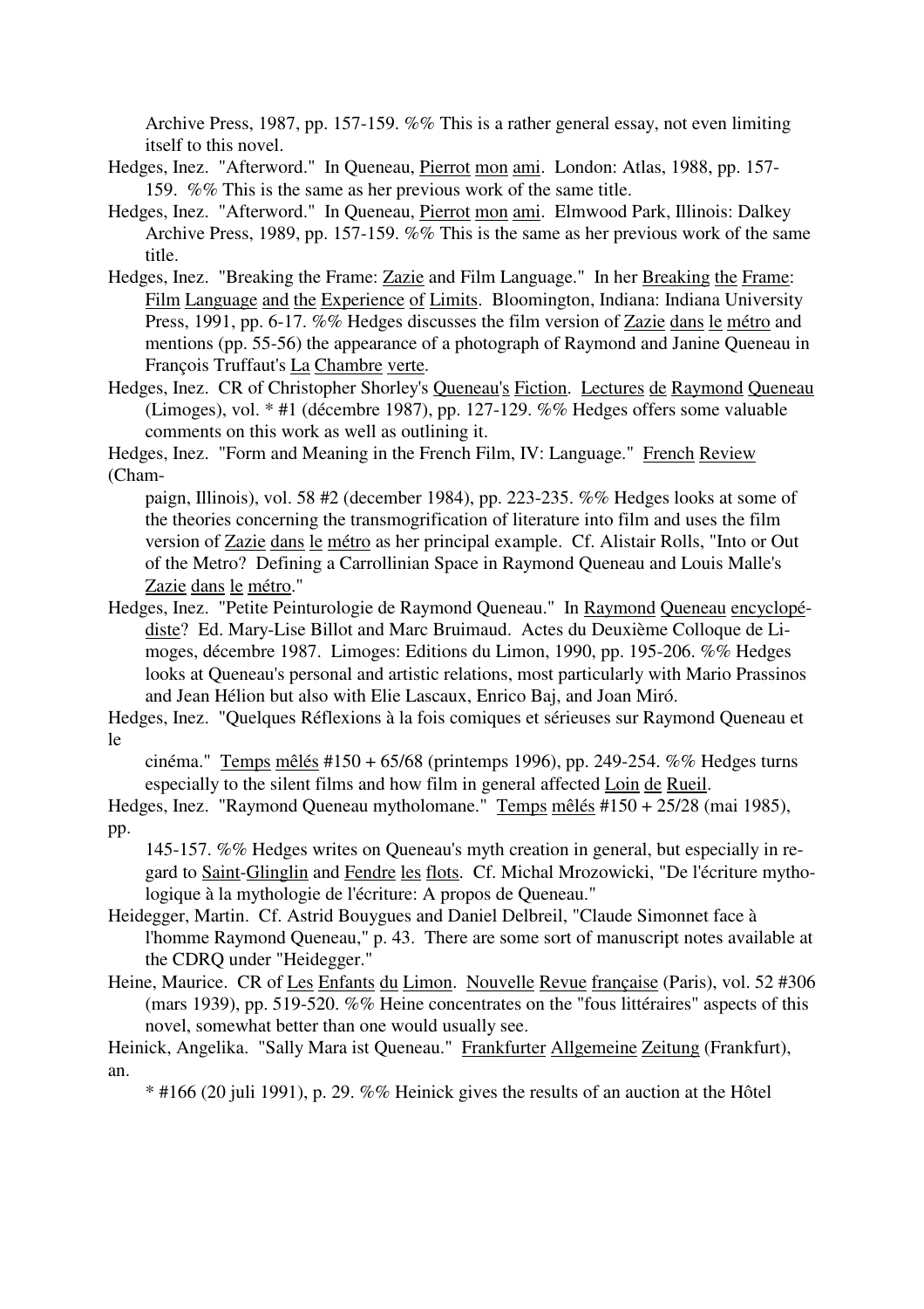Archive Press, 1987, pp. 157-159. %% This is a rather general essay, not even limiting itself to this novel.

Hedges, Inez. "Afterword." In Queneau, Pierrot mon ami. London: Atlas, 1988, pp. 157-159. %% This is the same as her previous work of the same title.

Hedges, Inez. "Afterword." In Queneau, Pierrot mon ami. Elmwood Park, Illinois: Dalkey Archive Press, 1989, pp. 157-159. %% This is the same as her previous work of the same title.

Hedges, Inez. "Breaking the Frame: Zazie and Film Language." In her Breaking the Frame: Film Language and the Experience of Limits. Bloomington, Indiana: Indiana University Press, 1991, pp. 6-17. %% Hedges discusses the film version of Zazie dans le métro and mentions (pp. 55-56) the appearance of a photograph of Raymond and Janine Queneau in François Truffaut's La Chambre verte.

Hedges, Inez. CR of Christopher Shorley's Queneau's Fiction. Lectures de Raymond Queneau (Limoges), vol. * #1 (décembre 1987), pp. 127-129. %% Hedges offers some valuable comments on this work as well as outlining it.

Hedges, Inez. "Form and Meaning in the French Film, IV: Language." French Review (Champaign, Illinois), vol. 58 #2 (december 1984), pp. 223-235. %% Hedges looks at some of the theories concerning the transmogrification of literature into film and uses the film version of Zazie dans le métro as her principal example. Cf. Alistair Rolls, "Into or Out of the Metro? Defining a Carrollinian Space in Raymond Queneau and Louis Malle's Zazie dans le métro."

Hedges, Inez. "Petite Peinturologie de Raymond Queneau." In Raymond Queneau encyclopédiste? Ed. Mary-Lise Billot and Marc Bruimaud. Actes du Deuxième Colloque de Limoges, décembre 1987. Limoges: Editions du Limon, 1990, pp. 195-206. %% Hedges looks at Queneau's personal and artistic relations, most particularly with Mario Prassinos and Jean Hélion but also with Elie Lascaux, Enrico Baj, and Joan Miró.

Hedges, Inez. "Quelques Réflexions à la fois comiques et sérieuses sur Raymond Queneau et le cinéma." Temps mêlés #150 + 65/68 (printemps 1996), pp. 249-254. %% Hedges turns especially to the silent films and how film in general affected Loin de Rueil.

Hedges, Inez. "Raymond Queneau mytholomane." Temps mêlés #150 + 25/28 (mai 1985), pp. 145-157. %% Hedges writes on Queneau's myth creation in general, but especially in regard to Saint-Glinglin and Fendre les flots. Cf. Michal Mrozowicki, "De l'écriture mythologique à la mythologie de l'écriture: A propos de Queneau."

Heidegger, Martin. Cf. Astrid Bouygues and Daniel Delbreil, "Claude Simonnet face à l'homme Raymond Queneau," p. 43. There are some sort of manuscript notes available at the CDRQ under "Heidegger."

Heine, Maurice. CR of Les Enfants du Limon. Nouvelle Revue française (Paris), vol. 52 #306 (mars 1939), pp. 519-520. %% Heine concentrates on the "fous littéraires" aspects of this novel, somewhat better than one would usually see.

Heinick, Angelika. "Sally Mara ist Queneau." Frankfurter Allgemeine Zeitung (Frankfurt), an. * #166 (20 juli 1991), p. 29. %% Heinick gives the results of an auction at the Hôtel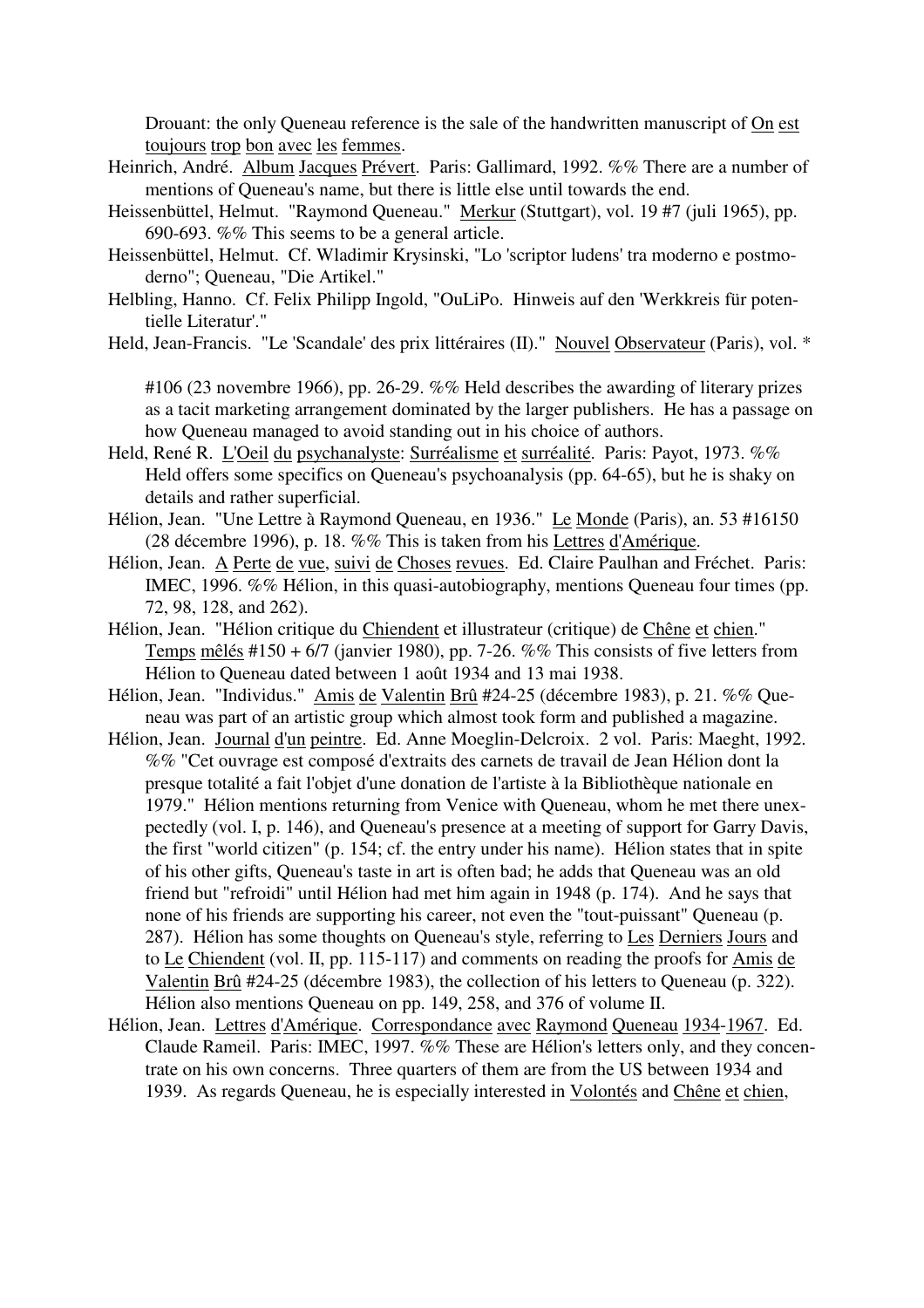Drouant: the only Queneau reference is the sale of the handwritten manuscript of On est toujours trop bon avec les femmes.

Heinrich, André. Album Jacques Prévert. Paris: Gallimard, 1992. %% There are a number of mentions of Queneau's name, but there is little else until towards the end.

Heissenbüttel, Helmut. "Raymond Queneau." Merkur (Stuttgart), vol. 19 #7 (juli 1965), pp. 690-693. %% This seems to be a general article.

Heissenbüttel, Helmut. Cf. Wladimir Krysinski, "Lo 'scriptor ludens' tra moderno e postmoderno"; Queneau, "Die Artikel."

Helbling, Hanno. Cf. Felix Philipp Ingold, "OuLiPo. Hinweis auf den 'Werkkreis für potentielle Literatur'."

Held, Jean-Francis. "Le 'Scandale' des prix littéraires (II)." Nouvel Observateur (Paris), vol. * #106 (23 novembre 1966), pp. 26-29. %% Held describes the awarding of literary prizes as a tacit marketing arrangement dominated by the larger publishers. He has a passage on how Queneau managed to avoid standing out in his choice of authors.

Held, René R. L'Oeil du psychanalyste: Surréalisme et surréalité. Paris: Payot, 1973. %% Held offers some specifics on Queneau's psychoanalysis (pp. 64-65), but he is shaky on details and rather superficial.

Hélion, Jean. "Une Lettre à Raymond Queneau, en 1936." Le Monde (Paris), an. 53 #16150 (28 décembre 1996), p. 18. %% This is taken from his Lettres d'Amérique.

Hélion, Jean. A Perte de vue, suivi de Choses revues. Ed. Claire Paulhan and Fréchet. Paris: IMEC, 1996. %% Hélion, in this quasi-autobiography, mentions Queneau four times (pp. 72, 98, 128, and 262).

Hélion, Jean. "Hélion critique du Chiendent et illustrateur (critique) de Chêne et chien." Temps mêlés #150 + 6/7 (janvier 1980), pp. 7-26. %% This consists of five letters from Hélion to Queneau dated between 1 août 1934 and 13 mai 1938.

Hélion, Jean. "Individus." Amis de Valentin Brû #24-25 (décembre 1983), p. 21. %% Queneau was part of an artistic group which almost took form and published a magazine.

Hélion, Jean. Journal d'un peintre. Ed. Anne Moeglin-Delcroix. 2 vol. Paris: Maeght, 1992. %% "Cet ouvrage est composé d'extraits des carnets de travail de Jean Hélion dont la presque totalité a fait l'objet d'une donation de l'artiste à la Bibliothèque nationale en 1979." Hélion mentions returning from Venice with Queneau, whom he met there unexpectedly (vol. I, p. 146), and Queneau's presence at a meeting of support for Garry Davis, the first "world citizen" (p. 154; cf. the entry under his name). Hélion states that in spite of his other gifts, Queneau's taste in art is often bad; he adds that Queneau was an old friend but "refroidi" until Hélion had met him again in 1948 (p. 174). And he says that none of his friends are supporting his career, not even the "tout-puissant" Queneau (p. 287). Hélion has some thoughts on Queneau's style, referring to Les Derniers Jours and to Le Chiendent (vol. II, pp. 115-117) and comments on reading the proofs for Amis de Valentin Brû #24-25 (décembre 1983), the collection of his letters to Queneau (p. 322). Hélion also mentions Queneau on pp. 149, 258, and 376 of volume II.

Hélion, Jean. Lettres d'Amérique. Correspondance avec Raymond Queneau 1934-1967. Ed. Claude Rameil. Paris: IMEC, 1997. %% These are Hélion's letters only, and they concentrate on his own concerns. Three quarters of them are from the US between 1934 and 1939. As regards Queneau, he is especially interested in Volontés and Chêne et chien,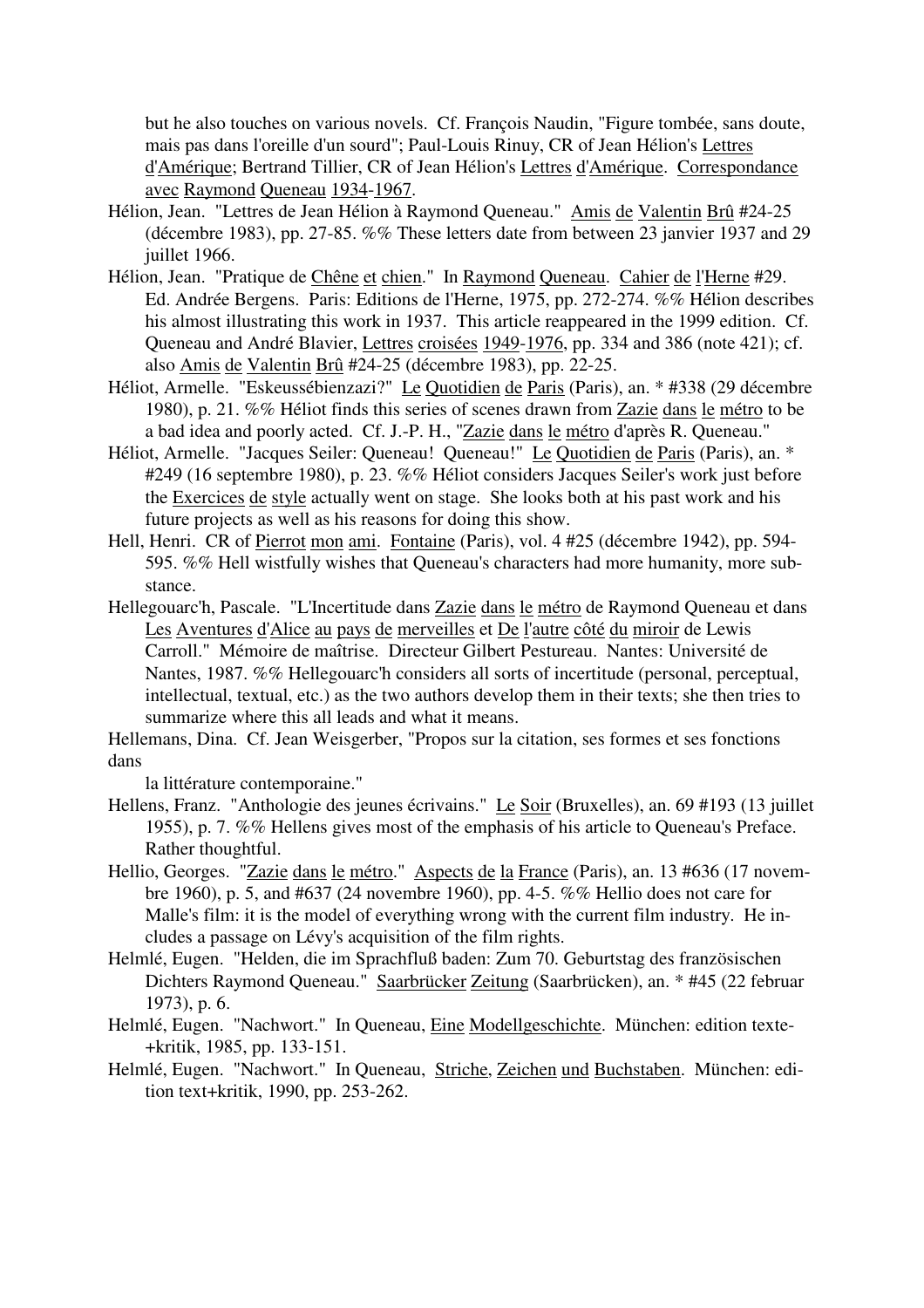but he also touches on various novels. Cf. François Naudin, "Figure tombée, sans doute, mais pas dans l'oreille d'un sourd"; Paul-Louis Rinuy, CR of Jean Hélion's Lettres d'Amérique; Bertrand Tillier, CR of Jean Hélion's Lettres d'Amérique. Correspondance avec Raymond Queneau 1934-1967.

Hélion, Jean. "Lettres de Jean Hélion à Raymond Queneau." Amis de Valentin Brû #24-25 (décembre 1983), pp. 27-85. %% These letters date from between 23 janvier 1937 and 29 juillet 1966.

Hélion, Jean. "Pratique de Chêne et chien." In Raymond Queneau. Cahier de l'Herne #29. Ed. Andrée Bergens. Paris: Editions de l'Herne, 1975, pp. 272-274. %% Hélion describes his almost illustrating this work in 1937. This article reappeared in the 1999 edition. Cf. Queneau and André Blavier, Lettres croisées 1949-1976, pp. 334 and 386 (note 421); cf. also Amis de Valentin Brû #24-25 (décembre 1983), pp. 22-25.

Héliot, Armelle. "Eskeussébienzazi?" Le Quotidien de Paris (Paris), an. * #338 (29 décembre 1980), p. 21. %% Héliot finds this series of scenes drawn from Zazie dans le métro to be a bad idea and poorly acted. Cf. J.-P. H., "Zazie dans le métro d'après R. Queneau."

Héliot, Armelle. "Jacques Seiler: Queneau! Queneau!" Le Quotidien de Paris (Paris), an. * #249 (16 septembre 1980), p. 23. %% Héliot considers Jacques Seiler's work just before the Exercices de style actually went on stage. She looks both at his past work and his future projects as well as his reasons for doing this show.

Hell, Henri. CR of Pierrot mon ami. Fontaine (Paris), vol. 4 #25 (décembre 1942), pp. 594-595. %% Hell wistfully wishes that Queneau's characters had more humanity, more substance.

Hellegouarc'h, Pascale. "L'Incertitude dans Zazie dans le métro de Raymond Queneau et dans Les Aventures d'Alice au pays de merveilles et De l'autre côté du miroir de Lewis Carroll." Mémoire de maîtrise. Directeur Gilbert Pestureau. Nantes: Université de Nantes, 1987. %% Hellegouarc'h considers all sorts of incertitude (personal, perceptual, intellectual, textual, etc.) as the two authors develop them in their texts; she then tries to summarize where this all leads and what it means.

Hellemans, Dina. Cf. Jean Weisgerber, "Propos sur la citation, ses formes et ses fonctions dans la littérature contemporaine."

Hellens, Franz. "Anthologie des jeunes écrivains." Le Soir (Bruxelles), an. 69 #193 (13 juillet 1955), p. 7. %% Hellens gives most of the emphasis of his article to Queneau's Preface. Rather thoughtful.

Hellio, Georges. "Zazie dans le métro." Aspects de la France (Paris), an. 13 #636 (17 novembre 1960), p. 5, and #637 (24 novembre 1960), pp. 4-5. %% Hellio does not care for Malle's film: it is the model of everything wrong with the current film industry. He includes a passage on Lévy's acquisition of the film rights.

Helmlé, Eugen. "Helden, die im Sprachfluß baden: Zum 70. Geburtstag des französischen Dichters Raymond Queneau." Saarbrücker Zeitung (Saarbrücken), an. * #45 (22 februar 1973), p. 6.

Helmlé, Eugen. "Nachwort." In Queneau, Eine Modellgeschichte. München: edition texte+kritik, 1985, pp. 133-151.

Helmlé, Eugen. "Nachwort." In Queneau, Striche, Zeichen und Buchstaben. München: edition text+kritik, 1990, pp. 253-262.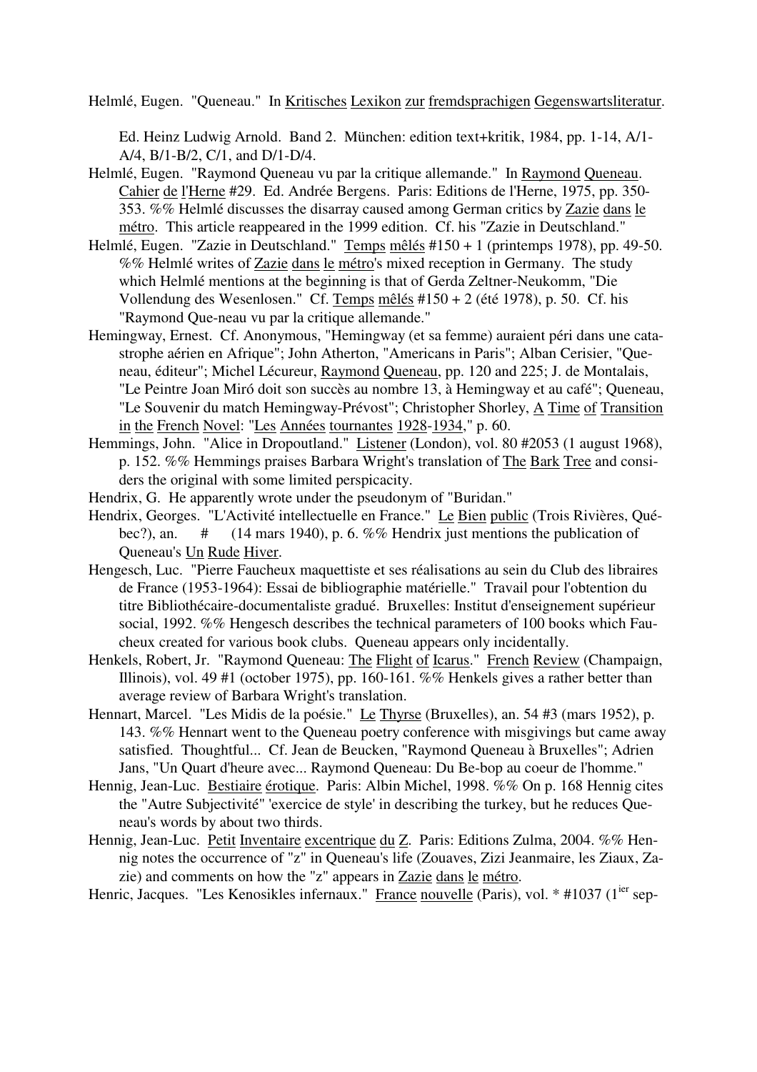Helmlé, Eugen. "Queneau." In Kritisches Lexikon zur fremdsprachigen Gegenswartsliteratur. Ed. Heinz Ludwig Arnold. Band 2. München: edition text+kritik, 1984, pp. 1-14, A/1-A/4, B/1-B/2, C/1, and D/1-D/4.

Helmlé, Eugen. "Raymond Queneau vu par la critique allemande." In Raymond Queneau. Cahier de l'Herne #29. Ed. Andrée Bergens. Paris: Editions de l'Herne, 1975, pp. 350-353. %% Helmlé discusses the disarray caused among German critics by Zazie dans le métro. This article reappeared in the 1999 edition. Cf. his "Zazie in Deutschland."

Helmlé, Eugen. "Zazie in Deutschland." Temps mêlés #150 + 1 (printemps 1978), pp. 49-50. %% Helmlé writes of Zazie dans le métro's mixed reception in Germany. The study which Helmlé mentions at the beginning is that of Gerda Zeltner-Neukomm, "Die Vollendung des Wesenlosen." Cf. Temps mêlés #150 + 2 (été 1978), p. 50. Cf. his "Raymond Que-neau vu par la critique allemande."

Hemingway, Ernest. Cf. Anonymous, "Hemingway (et sa femme) auraient péri dans une cata-strophe aérien en Afrique"; John Atherton, "Americans in Paris"; Alban Cerisier, "Que-neau, éditeur"; Michel Lécureur, Raymond Queneau, pp. 120 and 225; J. de Montalais, "Le Peintre Joan Miró doit son succès au nombre 13, à Hemingway et au café"; Queneau, "Le Souvenir du match Hemingway-Prévost"; Christopher Shorley, A Time of Transition in the French Novel: "Les Années tournantes 1928-1934," p. 60.

Hemmings, John. "Alice in Dropoutland." Listener (London), vol. 80 #2053 (1 august 1968), p. 152. %% Hemmings praises Barbara Wright's translation of The Bark Tree and consi-ders the original with some limited perspicacity.

Hendrix, G. He apparently wrote under the pseudonym of "Buridan."

Hendrix, Georges. "L'Activité intellectuelle en France." Le Bien public (Trois Rivières, Qué-bec?), an. # (14 mars 1940), p. 6. %% Hendrix just mentions the publication of Queneau's Un Rude Hiver.

Hengesch, Luc. "Pierre Faucheux maquettiste et ses réalisations au sein du Club des libraires de France (1953-1964): Essai de bibliographie matérielle." Travail pour l'obtention du titre Bibliothécaire-documentaliste gradué. Bruxelles: Institut d'enseignement supérieur social, 1992. %% Hengesch describes the technical parameters of 100 books which Fau-cheux created for various book clubs. Queneau appears only incidentally.

Henkels, Robert, Jr. "Raymond Queneau: The Flight of Icarus." French Review (Champaign, Illinois), vol. 49 #1 (october 1975), pp. 160-161. %% Henkels gives a rather better than average review of Barbara Wright's translation.

Hennart, Marcel. "Les Midis de la poésie." Le Thyrse (Bruxelles), an. 54 #3 (mars 1952), p. 143. %% Hennart went to the Queneau poetry conference with misgivings but came away satisfied. Thoughtful... Cf. Jean de Beucken, "Raymond Queneau à Bruxelles"; Adrien Jans, "Un Quart d'heure avec... Raymond Queneau: Du Be-bop au coeur de l'homme."

Hennig, Jean-Luc. Bestiaire érotique. Paris: Albin Michel, 1998. %% On p. 168 Hennig cites the "Autre Subjectivité" 'exercice de style' in describing the turkey, but he reduces Que-neau's words by about two thirds.

Hennig, Jean-Luc. Petit Inventaire excentrique du Z. Paris: Editions Zulma, 2004. %% Hen-nig notes the occurrence of "z" in Queneau's life (Zouaves, Zizi Jeanmaire, les Ziaux, Za-zie) and comments on how the "z" appears in Zazie dans le métro.

Henric, Jacques. "Les Kenosikles infernaux." France nouvelle (Paris), vol. * #1037 (1ier sep-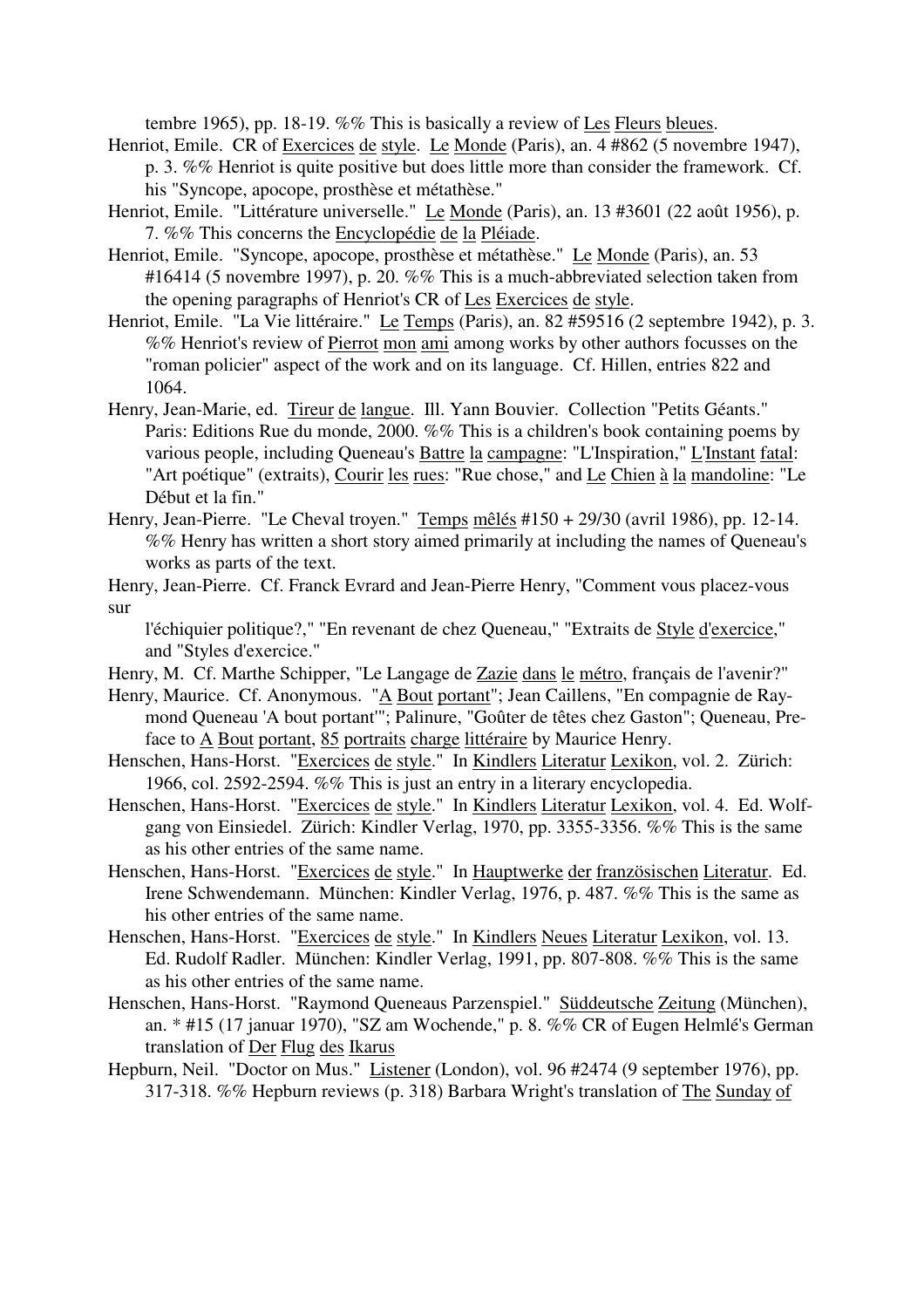tembre 1965), pp. 18-19. %% This is basically a review of Les Fleurs bleues.

Henriot, Emile. CR of Exercices de style. Le Monde (Paris), an. 4 #862 (5 novembre 1947), p. 3. %% Henriot is quite positive but does little more than consider the framework. Cf. his "Syncope, apocope, prosthèse et métathèse."

Henriot, Emile. "Littérature universelle." Le Monde (Paris), an. 13 #3601 (22 août 1956), p. 7. %% This concerns the Encyclopédie de la Pléiade.

Henriot, Emile. "Syncope, apocope, prosthèse et métathèse." Le Monde (Paris), an. 53 #16414 (5 novembre 1997), p. 20. %% This is a much-abbreviated selection taken from the opening paragraphs of Henriot's CR of Les Exercices de style.

Henriot, Emile. "La Vie littéraire." Le Temps (Paris), an. 82 #59516 (2 septembre 1942), p. 3. %% Henriot's review of Pierrot mon ami among works by other authors focusses on the "roman policier" aspect of the work and on its language. Cf. Hillen, entries 822 and 1064.

Henry, Jean-Marie, ed. Tireur de langue. Ill. Yann Bouvier. Collection "Petits Géants." Paris: Editions Rue du monde, 2000. %% This is a children's book containing poems by various people, including Queneau's Battre la campagne: "L'Inspiration," L'Instant fatal: "Art poétique" (extraits), Courir les rues: "Rue chose," and Le Chien à la mandoline: "Le Début et la fin."

Henry, Jean-Pierre. "Le Cheval troyen." Temps mêlés #150 + 29/30 (avril 1986), pp. 12-14. %% Henry has written a short story aimed primarily at including the names of Queneau's works as parts of the text.

Henry, Jean-Pierre. Cf. Franck Evrard and Jean-Pierre Henry, "Comment vous placez-vous sur l'échiquier politique?," "En revenant de chez Queneau," "Extraits de Style d'exercice," and "Styles d'exercice."

Henry, M. Cf. Marthe Schipper, "Le Langage de Zazie dans le métro, français de l'avenir?"

Henry, Maurice. Cf. Anonymous. "A Bout portant"; Jean Caillens, "En compagnie de Raymond Queneau 'A bout portant'"; Palinure, "Goûter de têtes chez Gaston"; Queneau, Preface to A Bout portant, 85 portraits charge littéraire by Maurice Henry.

Henschen, Hans-Horst. "Exercices de style." In Kindlers Literatur Lexikon, vol. 2. Zürich: 1966, col. 2592-2594. %% This is just an entry in a literary encyclopedia.

Henschen, Hans-Horst. "Exercices de style." In Kindlers Literatur Lexikon, vol. 4. Ed. Wolfgang von Einsiedel. Zürich: Kindler Verlag, 1970, pp. 3355-3356. %% This is the same as his other entries of the same name.

Henschen, Hans-Horst. "Exercices de style." In Hauptwerke der französischen Literatur. Ed. Irene Schwendemann. München: Kindler Verlag, 1976, p. 487. %% This is the same as his other entries of the same name.

Henschen, Hans-Horst. "Exercices de style." In Kindlers Neues Literatur Lexikon, vol. 13. Ed. Rudolf Radler. München: Kindler Verlag, 1991, pp. 807-808. %% This is the same as his other entries of the same name.

Henschen, Hans-Horst. "Raymond Queneaus Parzenspiel." Süddeutsche Zeitung (München), an. * #15 (17 januar 1970), "SZ am Wochende," p. 8. %% CR of Eugen Helmlé's German translation of Der Flug des Ikarus

Hepburn, Neil. "Doctor on Mus." Listener (London), vol. 96 #2474 (9 september 1976), pp. 317-318. %% Hepburn reviews (p. 318) Barbara Wright's translation of The Sunday of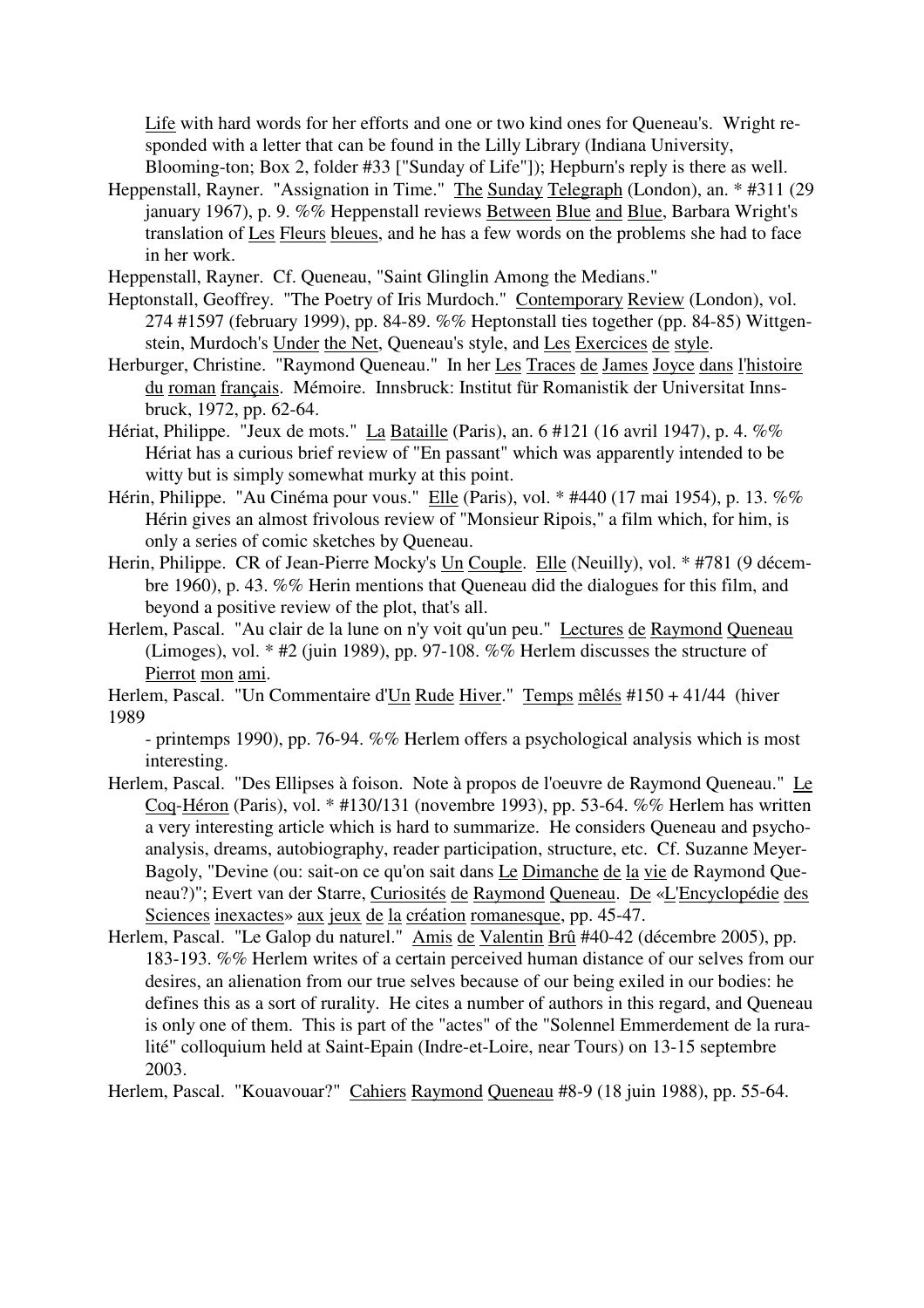Life with hard words for her efforts and one or two kind ones for Queneau's. Wright responded with a letter that can be found in the Lilly Library (Indiana University, Blooming-ton; Box 2, folder #33 ["Sunday of Life"]); Hepburn's reply is there as well.

Heppenstall, Rayner. "Assignation in Time." The Sunday Telegraph (London), an. * #311 (29 january 1967), p. 9. %% Heppenstall reviews Between Blue and Blue, Barbara Wright's translation of Les Fleurs bleues, and he has a few words on the problems she had to face in her work.

Heppenstall, Rayner. Cf. Queneau, "Saint Glinglin Among the Medians."

Heptonstall, Geoffrey. "The Poetry of Iris Murdoch." Contemporary Review (London), vol. 274 #1597 (february 1999), pp. 84-89. %% Heptonstall ties together (pp. 84-85) Wittgenstein, Murdoch's Under the Net, Queneau's style, and Les Exercices de style.

Herburger, Christine. "Raymond Queneau." In her Les Traces de James Joyce dans l'histoire du roman français. Mémoire. Innsbruck: Institut für Romanistik der Universitat Innsbruck, 1972, pp. 62-64.

Hériat, Philippe. "Jeux de mots." La Bataille (Paris), an. 6 #121 (16 avril 1947), p. 4. %% Hériat has a curious brief review of "En passant" which was apparently intended to be witty but is simply somewhat murky at this point.

Hérin, Philippe. "Au Cinéma pour vous." Elle (Paris), vol. * #440 (17 mai 1954), p. 13. %% Hérin gives an almost frivolous review of "Monsieur Ripois," a film which, for him, is only a series of comic sketches by Queneau.

Herin, Philippe. CR of Jean-Pierre Mocky's Un Couple. Elle (Neuilly), vol. * #781 (9 décembre 1960), p. 43. %% Herin mentions that Queneau did the dialogues for this film, and beyond a positive review of the plot, that's all.

Herlem, Pascal. "Au clair de la lune on n'y voit qu'un peu." Lectures de Raymond Queneau (Limoges), vol. * #2 (juin 1989), pp. 97-108. %% Herlem discusses the structure of Pierrot mon ami.

Herlem, Pascal. "Un Commentaire d'Un Rude Hiver." Temps mêlés #150 + 41/44 (hiver 1989 - printemps 1990), pp. 76-94. %% Herlem offers a psychological analysis which is most interesting.

Herlem, Pascal. "Des Ellipses à foison. Note à propos de l'oeuvre de Raymond Queneau." Le Coq-Héron (Paris), vol. * #130/131 (novembre 1993), pp. 53-64. %% Herlem has written a very interesting article which is hard to summarize. He considers Queneau and psychoanalysis, dreams, autobiography, reader participation, structure, etc. Cf. Suzanne Meyer-Bagoly, "Devine (ou: sait-on ce qu'on sait dans Le Dimanche de la vie de Raymond Queneau?)"; Evert van der Starre, Curiosités de Raymond Queneau. De «L'Encyclopédie des Sciences inexactes» aux jeux de la création romanesque, pp. 45-47.

Herlem, Pascal. "Le Galop du naturel." Amis de Valentin Brû #40-42 (décembre 2005), pp. 183-193. %% Herlem writes of a certain perceived human distance of our selves from our desires, an alienation from our true selves because of our being exiled in our bodies: he defines this as a sort of rurality. He cites a number of authors in this regard, and Queneau is only one of them. This is part of the "actes" of the "Solennel Emmerdement de la ruralité" colloquium held at Saint-Epain (Indre-et-Loire, near Tours) on 13-15 septembre 2003.

Herlem, Pascal. "Kouavouar?" Cahiers Raymond Queneau #8-9 (18 juin 1988), pp. 55-64.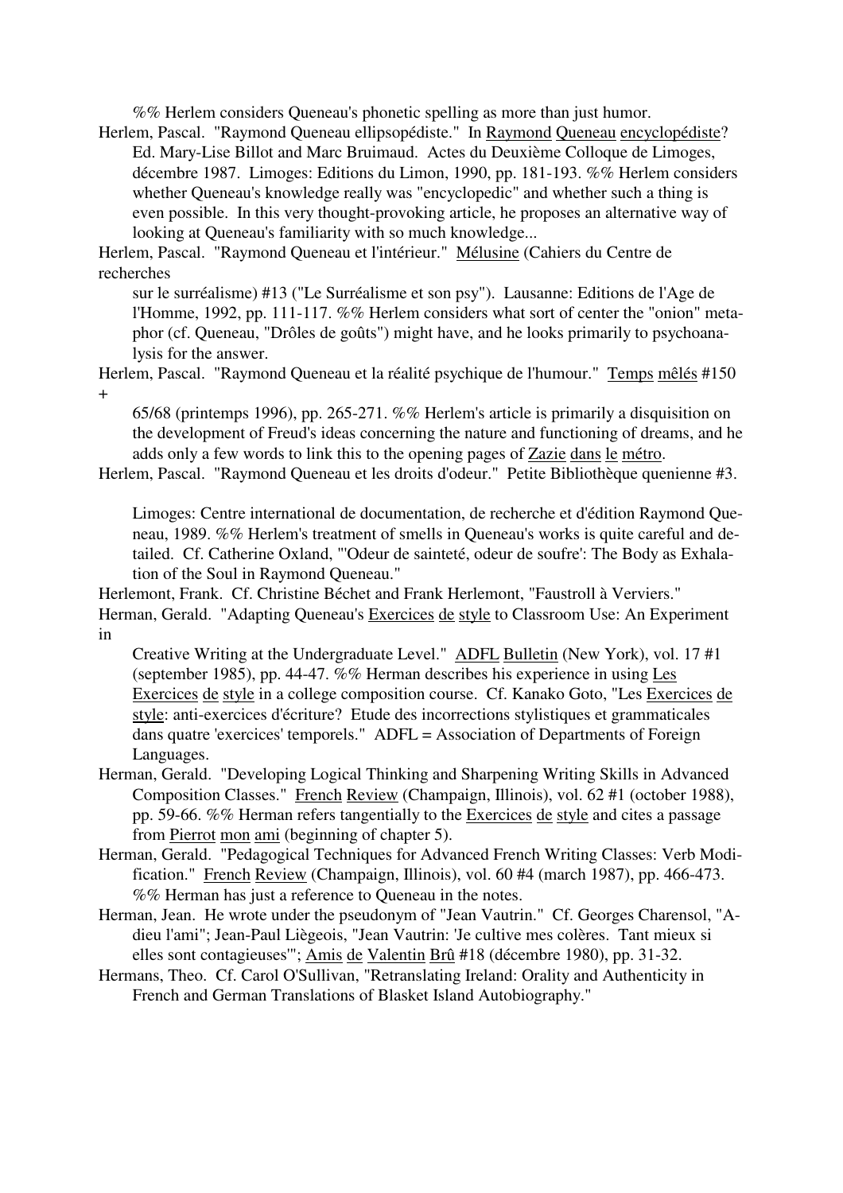%% Herlem considers Queneau's phonetic spelling as more than just humor.

Herlem, Pascal. "Raymond Queneau ellipsopédiste." In Raymond Queneau encyclopédiste? Ed. Mary-Lise Billot and Marc Bruimaud. Actes du Deuxième Colloque de Limoges, décembre 1987. Limoges: Editions du Limon, 1990, pp. 181-193. %% Herlem considers whether Queneau's knowledge really was "encyclopedic" and whether such a thing is even possible. In this very thought-provoking article, he proposes an alternative way of looking at Queneau's familiarity with so much knowledge...

Herlem, Pascal. "Raymond Queneau et l'intérieur." Mélusine (Cahiers du Centre de recherches sur le surréalisme) #13 ("Le Surréalisme et son psy"). Lausanne: Editions de l'Age de l'Homme, 1992, pp. 111-117. %% Herlem considers what sort of center the "onion" metaphor (cf. Queneau, "Drôles de goûts") might have, and he looks primarily to psychoanalysis for the answer.

Herlem, Pascal. "Raymond Queneau et la réalité psychique de l'humour." Temps mêlés #150 + 65/68 (printemps 1996), pp. 265-271. %% Herlem's article is primarily a disquisition on the development of Freud's ideas concerning the nature and functioning of dreams, and he adds only a few words to link this to the opening pages of Zazie dans le métro.

Herlem, Pascal. "Raymond Queneau et les droits d'odeur." Petite Bibliothèque quenienne #3. Limoges: Centre international de documentation, de recherche et d'édition Raymond Queneau, 1989. %% Herlem's treatment of smells in Queneau's works is quite careful and detailed. Cf. Catherine Oxland, "'Odeur de sainteté, odeur de soufre': The Body as Exhalation of the Soul in Raymond Queneau."

Herlemont, Frank. Cf. Christine Béchet and Frank Herlemont, "Faustroll à Verviers."

Herman, Gerald. "Adapting Queneau's Exercices de style to Classroom Use: An Experiment in Creative Writing at the Undergraduate Level." ADFL Bulletin (New York), vol. 17 #1 (september 1985), pp. 44-47. %% Herman describes his experience in using Les Exercices de style in a college composition course. Cf. Kanako Goto, "Les Exercices de style: anti-exercices d'écriture? Etude des incorrections stylistiques et grammaticales dans quatre 'exercices' temporels." ADFL = Association of Departments of Foreign Languages.

Herman, Gerald. "Developing Logical Thinking and Sharpening Writing Skills in Advanced Composition Classes." French Review (Champaign, Illinois), vol. 62 #1 (october 1988), pp. 59-66. %% Herman refers tangentially to the Exercices de style and cites a passage from Pierrot mon ami (beginning of chapter 5).

Herman, Gerald. "Pedagogical Techniques for Advanced French Writing Classes: Verb Modification." French Review (Champaign, Illinois), vol. 60 #4 (march 1987), pp. 466-473. %% Herman has just a reference to Queneau in the notes.

Herman, Jean. He wrote under the pseudonym of "Jean Vautrin." Cf. Georges Charensol, "Adieu l'ami"; Jean-Paul Liègeois, "Jean Vautrin: 'Je cultive mes colères. Tant mieux si elles sont contagieuses'"; Amis de Valentin Brû #18 (décembre 1980), pp. 31-32.

Hermans, Theo. Cf. Carol O'Sullivan, "Retranslating Ireland: Orality and Authenticity in French and German Translations of Blasket Island Autobiography."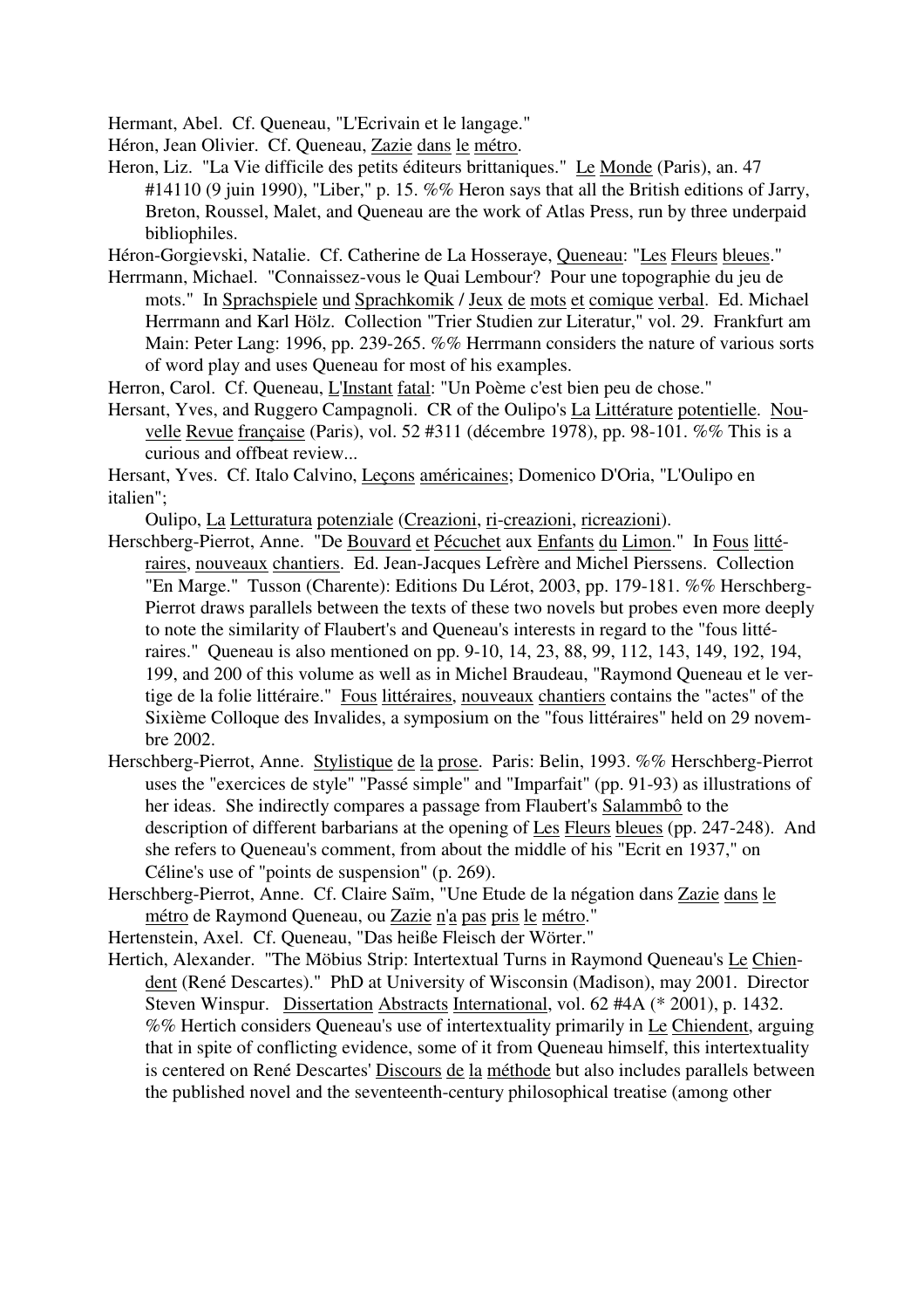Hermant, Abel. Cf. Queneau, "L'Ecrivain et le langage."

Héron, Jean Olivier. Cf. Queneau, Zazie dans le métro.

Heron, Liz. "La Vie difficile des petits éditeurs brittaniques." Le Monde (Paris), an. 47 #14110 (9 juin 1990), "Liber," p. 15. %% Heron says that all the British editions of Jarry, Breton, Roussel, Malet, and Queneau are the work of Atlas Press, run by three underpaid bibliophiles.

Héron-Gorgievski, Natalie. Cf. Catherine de La Hosseraye, Queneau: "Les Fleurs bleues."

Herrmann, Michael. "Connaissez-vous le Quai Lembour? Pour une topographie du jeu de mots." In Sprachspiele und Sprachkomik / Jeux de mots et comique verbal. Ed. Michael Herrmann and Karl Hölz. Collection "Trier Studien zur Literatur," vol. 29. Frankfurt am Main: Peter Lang: 1996, pp. 239-265. %% Herrmann considers the nature of various sorts of word play and uses Queneau for most of his examples.

Herron, Carol. Cf. Queneau, L'Instant fatal: "Un Poème c'est bien peu de chose."

Hersant, Yves, and Ruggero Campagnoli. CR of the Oulipo's La Littérature potentielle. Nouvelle Revue française (Paris), vol. 52 #311 (décembre 1978), pp. 98-101. %% This is a curious and offbeat review...

Hersant, Yves. Cf. Italo Calvino, Leçons américaines; Domenico D'Oria, "L'Oulipo en italien";

Oulipo, La Letturatura potenziale (Creazioni, ri-creazioni, ricreazioni).

Herschberg-Pierrot, Anne. "De Bouvard et Pécuchet aux Enfants du Limon." In Fous littéraires, nouveaux chantiers. Ed. Jean-Jacques Lefrère and Michel Pierssens. Collection "En Marge." Tusson (Charente): Editions Du Lérot, 2003, pp. 179-181. %% Herschberg-Pierrot draws parallels between the texts of these two novels but probes even more deeply to note the similarity of Flaubert's and Queneau's interests in regard to the "fous littéraires." Queneau is also mentioned on pp. 9-10, 14, 23, 88, 99, 112, 143, 149, 192, 194, 199, and 200 of this volume as well as in Michel Braudeau, "Raymond Queneau et le vertige de la folie littéraire." Fous littéraires, nouveaux chantiers contains the "actes" of the Sixième Colloque des Invalides, a symposium on the "fous littéraires" held on 29 novembre 2002.

Herschberg-Pierrot, Anne. Stylistique de la prose. Paris: Belin, 1993. %% Herschberg-Pierrot uses the "exercices de style" "Passé simple" and "Imparfait" (pp. 91-93) as illustrations of her ideas. She indirectly compares a passage from Flaubert's Salammbô to the description of different barbarians at the opening of Les Fleurs bleues (pp. 247-248). And she refers to Queneau's comment, from about the middle of his "Ecrit en 1937," on Céline's use of "points de suspension" (p. 269).

Herschberg-Pierrot, Anne. Cf. Claire Saïm, "Une Etude de la négation dans Zazie dans le métro de Raymond Queneau, ou Zazie n'a pas pris le métro."

Hertenstein, Axel. Cf. Queneau, "Das heiße Fleisch der Wörter."

Hertich, Alexander. "The Möbius Strip: Intertextual Turns in Raymond Queneau's Le Chiendent (René Descartes)." PhD at University of Wisconsin (Madison), may 2001. Director Steven Winspur. Dissertation Abstracts International, vol. 62 #4A (* 2001), p. 1432. %% Hertich considers Queneau's use of intertextuality primarily in Le Chiendent, arguing that in spite of conflicting evidence, some of it from Queneau himself, this intertextuality is centered on René Descartes' Discours de la méthode but also includes parallels between the published novel and the seventeenth-century philosophical treatise (among other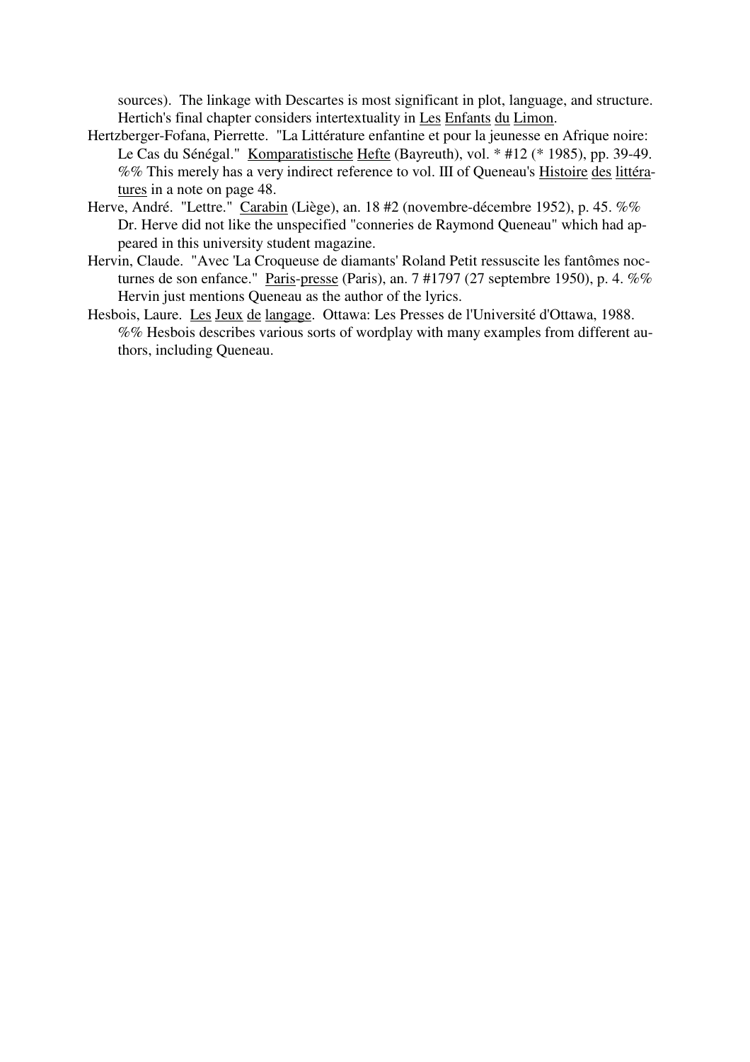sources). The linkage with Descartes is most significant in plot, language, and structure. Hertich's final chapter considers intertextuality in Les Enfants du Limon.

Hertzberger-Fofana, Pierrette. "La Littérature enfantine et pour la jeunesse en Afrique noire: Le Cas du Sénégal." Komparatistische Hefte (Bayreuth), vol. * #12 (* 1985), pp. 39-49. %% This merely has a very indirect reference to vol. III of Queneau's Histoire des littératures in a note on page 48.

Herve, André. "Lettre." Carabin (Liège), an. 18 #2 (novembre-décembre 1952), p. 45. %% Dr. Herve did not like the unspecified "conneries de Raymond Queneau" which had appeared in this university student magazine.

Hervin, Claude. "Avec 'La Croqueuse de diamants' Roland Petit ressuscite les fantômes nocturnes de son enfance." Paris-presse (Paris), an. 7 #1797 (27 septembre 1950), p. 4. %% Hervin just mentions Queneau as the author of the lyrics.

Hesbois, Laure. Les Jeux de langage. Ottawa: Les Presses de l'Université d'Ottawa, 1988. %% Hesbois describes various sorts of wordplay with many examples from different authors, including Queneau.